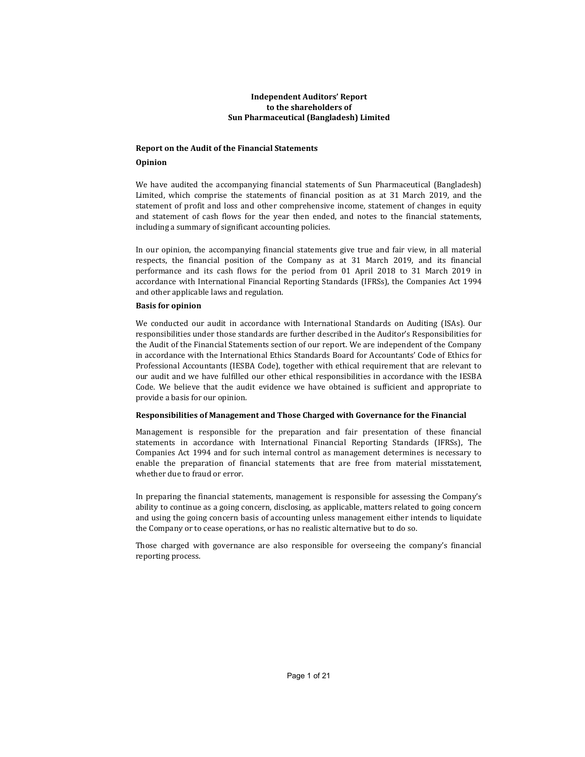# Independent Auditors' Report
# to the shareholders of
# Sun Pharmaceutical (Bangladesh) Limited

## Report on the Audit of the Financial Statements

### Opinion

We have audited the accompanying financial statements of Sun Pharmaceutical (Bangladesh) Limited, which comprise the statements of financial position as at 31 March 2019, and the statement of profit and loss and other comprehensive income, statement of changes in equity and statement of cash flows for the year then ended, and notes to the financial statements, including a summary of significant accounting policies.

In our opinion, the accompanying financial statements give true and fair view, in all material respects, the financial position of the Company as at 31 March 2019, and its financial performance and its cash flows for the period from 01 April 2018 to 31 March 2019 in accordance with International Financial Reporting Standards (IFRSs), the Companies Act 1994 and other applicable laws and regulation.

### Basis for opinion

We conducted our audit in accordance with International Standards on Auditing (ISAs). Our responsibilities under those standards are further described in the Auditor's Responsibilities for the Audit of the Financial Statements section of our report. We are independent of the Company in accordance with the International Ethics Standards Board for Accountants' Code of Ethics for Professional Accountants (IESBA Code), together with ethical requirement that are relevant to our audit and we have fulfilled our other ethical responsibilities in accordance with the IESBA Code. We believe that the audit evidence we have obtained is sufficient and appropriate to provide a basis for our opinion.

### Responsibilities of Management and Those Charged with Governance for the Financial

Management is responsible for the preparation and fair presentation of these financial statements in accordance with International Financial Reporting Standards (IFRSs), The Companies Act 1994 and for such internal control as management determines is necessary to enable the preparation of financial statements that are free from material misstatement, whether due to fraud or error.

In preparing the financial statements, management is responsible for assessing the Company's ability to continue as a going concern, disclosing, as applicable, matters related to going concern and using the going concern basis of accounting unless management either intends to liquidate the Company or to cease operations, or has no realistic alternative but to do so.

Those charged with governance are also responsible for overseeing the company's financial reporting process.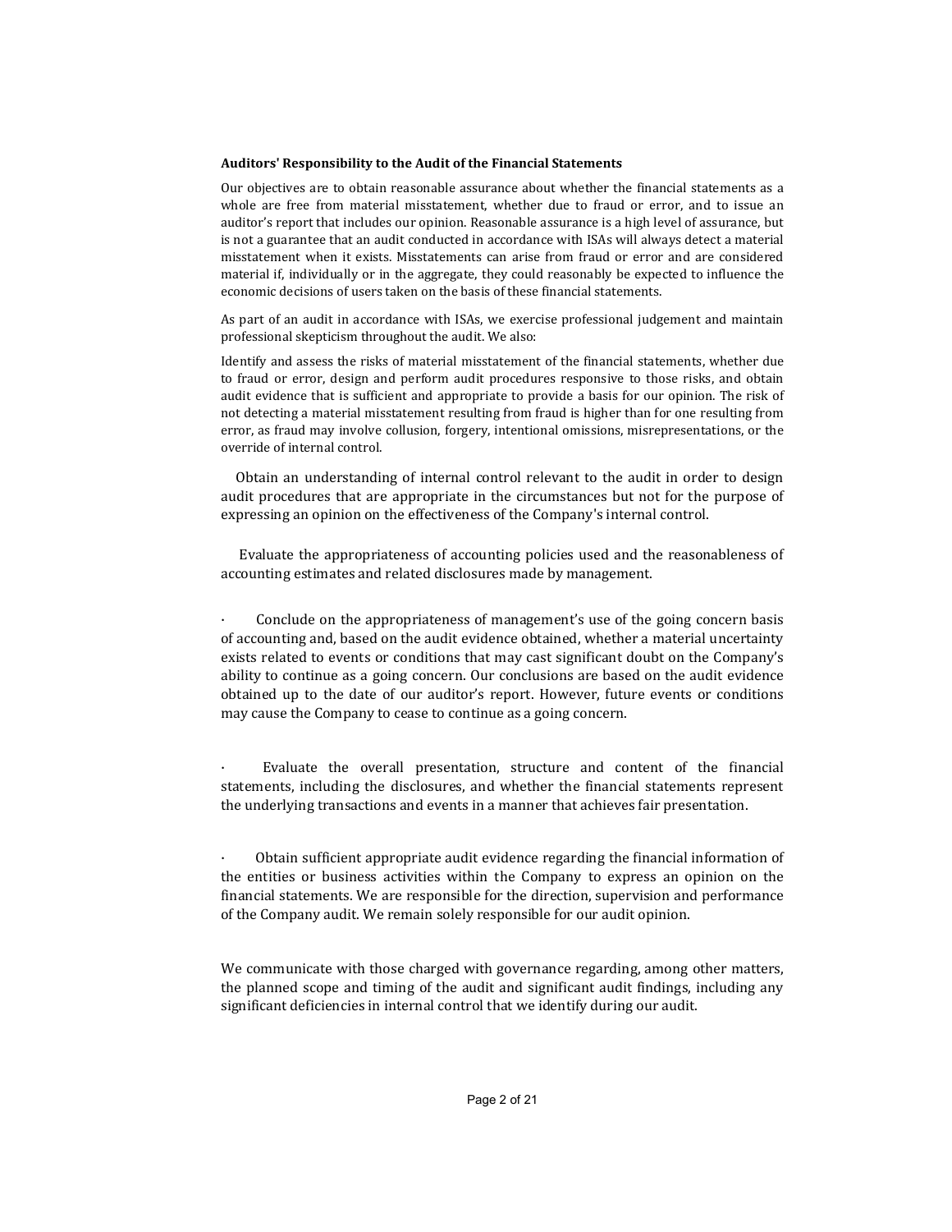**Auditors' Responsibility to the Audit of the Financial Statements**

Our objectives are to obtain reasonable assurance about whether the financial statements as a whole are free from material misstatement, whether due to fraud or error, and to issue an auditor's report that includes our opinion. Reasonable assurance is a high level of assurance, but is not a guarantee that an audit conducted in accordance with ISAs will always detect a material misstatement when it exists. Misstatements can arise from fraud or error and are considered material if, individually or in the aggregate, they could reasonably be expected to influence the economic decisions of users taken on the basis of these financial statements.

As part of an audit in accordance with ISAs, we exercise professional judgement and maintain professional skepticism throughout the audit. We also:

Identify and assess the risks of material misstatement of the financial statements, whether due to fraud or error, design and perform audit procedures responsive to those risks, and obtain audit evidence that is sufficient and appropriate to provide a basis for our opinion. The risk of not detecting a material misstatement resulting from fraud is higher than for one resulting from error, as fraud may involve collusion, forgery, intentional omissions, misrepresentations, or the override of internal control.

Obtain an understanding of internal control relevant to the audit in order to design audit procedures that are appropriate in the circumstances but not for the purpose of expressing an opinion on the effectiveness of the Company's internal control.

Evaluate the appropriateness of accounting policies used and the reasonableness of accounting estimates and related disclosures made by management.

- Conclude on the appropriateness of management's use of the going concern basis of accounting and, based on the audit evidence obtained, whether a material uncertainty exists related to events or conditions that may cast significant doubt on the Company's ability to continue as a going concern. Our conclusions are based on the audit evidence obtained up to the date of our auditor's report. However, future events or conditions may cause the Company to cease to continue as a going concern.

- Evaluate the overall presentation, structure and content of the financial statements, including the disclosures, and whether the financial statements represent the underlying transactions and events in a manner that achieves fair presentation.

- Obtain sufficient appropriate audit evidence regarding the financial information of the entities or business activities within the Company to express an opinion on the financial statements. We are responsible for the direction, supervision and performance of the Company audit. We remain solely responsible for our audit opinion.

We communicate with those charged with governance regarding, among other matters, the planned scope and timing of the audit and significant audit findings, including any significant deficiencies in internal control that we identify during our audit.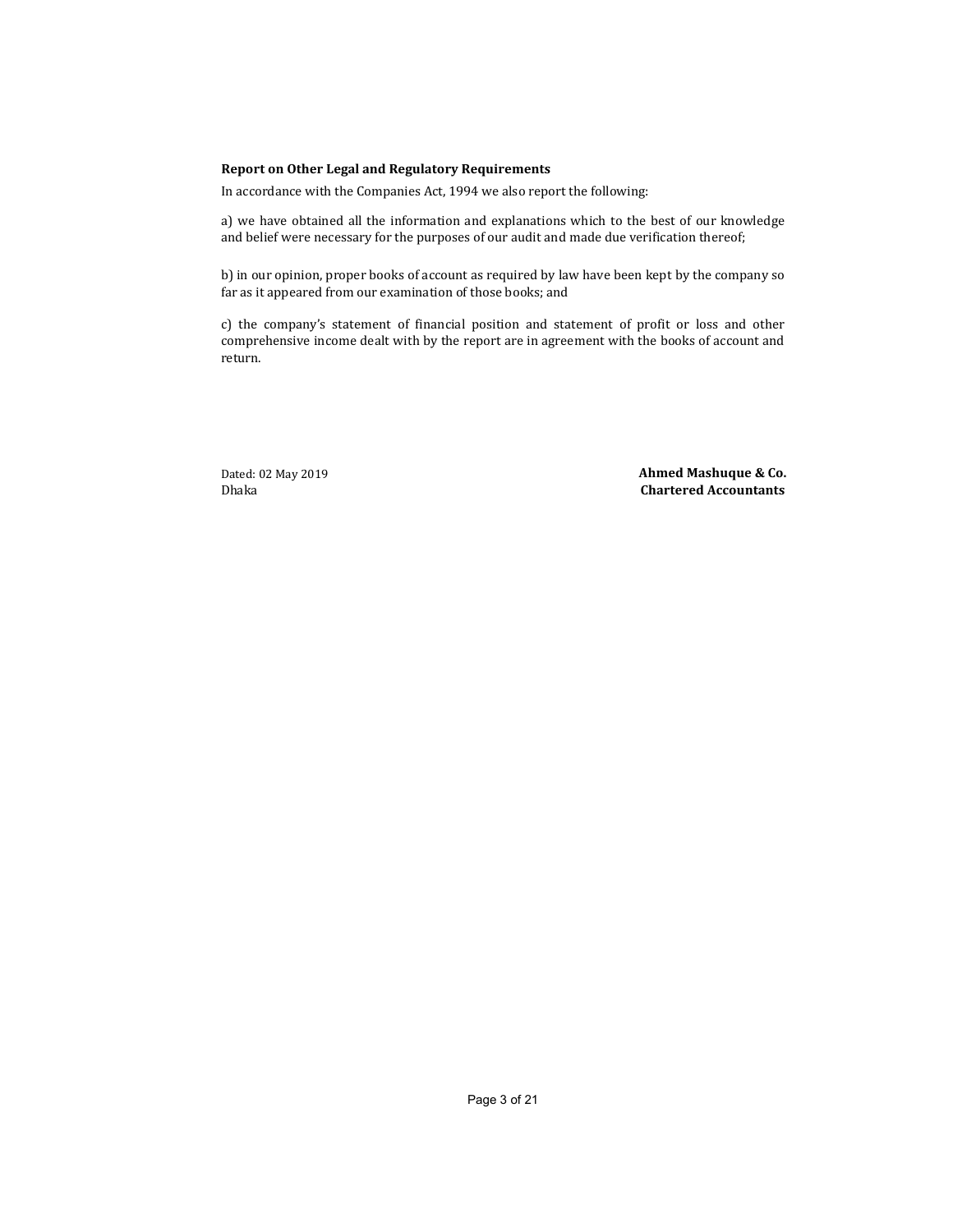**Report on Other Legal and Regulatory Requirements**

In accordance with the Companies Act, 1994 we also report the following:

a) we have obtained all the information and explanations which to the best of our knowledge and belief were necessary for the purposes of our audit and made due verification thereof;

b) in our opinion, proper books of account as required by law have been kept by the company so far as it appeared from our examination of those books; and

c) the company's statement of financial position and statement of profit or loss and other comprehensive income dealt with by the report are in agreement with the books of account and return.

Dated: 02 May 2019
Dhaka

**Ahmed Mashuque & Co.**
**Chartered Accountants**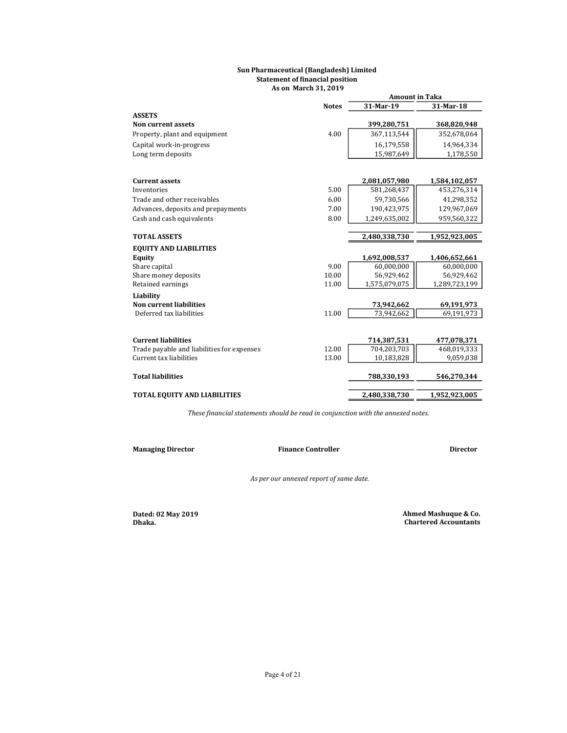**Sun Pharmaceutical (Bangladesh) Limited**
**Statement of financial position**
**As on March 31, 2019**

| | Notes | Amount in Taka | |
|---|---|---|---|
| | | **31-Mar-19** | **31-Mar-18** |
| **ASSETS** | | | |
| **Non current assets** | | **399,280,751** | **368,820,948** |
| Property, plant and equipment | 4.00 | 367,113,544 | 352,678,064 |
| Capital work-in-progress | | 16,179,558 | 14,964,334 |
| Long term deposits | | 15,987,649 | 1,178,550 |
| | | | |
| **Current assets** | | **2,081,057,980** | **1,584,102,057** |
| Inventories | 5.00 | 581,268,437 | 453,276,314 |
| Trade and other receivables | 6.00 | 59,730,566 | 41,298,352 |
| Advances, deposits and prepayments | 7.00 | 190,423,975 | 129,967,069 |
| Cash and cash equivalents | 8.00 | 1,249,635,002 | 959,560,322 |
| | | | |
| **TOTAL ASSETS** | | **2,480,338,730** | **1,952,923,005** |
| **EQUITY AND LIABILITIES** | | | |
| **Equity** | | **1,692,008,537** | **1,406,652,661** |
| Share capital | 9.00 | 60,000,000 | 60,000,000 |
| Share money deposits | 10.00 | 56,929,462 | 56,929,462 |
| Retained earnings | 11.00 | 1,575,079,075 | 1,289,723,199 |
| **Liability** | | | |
| **Non current liabilities** | | **73,942,662** | **69,191,973** |
| Deferred tax liabilities | 11.00 | 73,942,662 | 69,191,973 |
| | | | |
| **Current liabilities** | | **714,387,531** | **477,078,371** |
| Trade payable and liabilities for expenses | 12.00 | 704,203,703 | 468,019,333 |
| Current tax liabilities | 13.00 | 10,183,828 | 9,059,038 |
| | | | |
| **Total liabilities** | | **788,330,193** | **546,270,344** |
| | | | |
| **TOTAL EQUITY AND LIABILITIES** | | **2,480,338,730** | **1,952,923,005** |

*These financial statements should be read in conjunction with the annexed notes.*

**Managing Director** **Finance Controller** **Director**

*As per our annexed report of same date.*

**Dated: 02 May 2019**
**Dhaka.**

**Ahmed Mashuque & Co.**
**Chartered Accountants**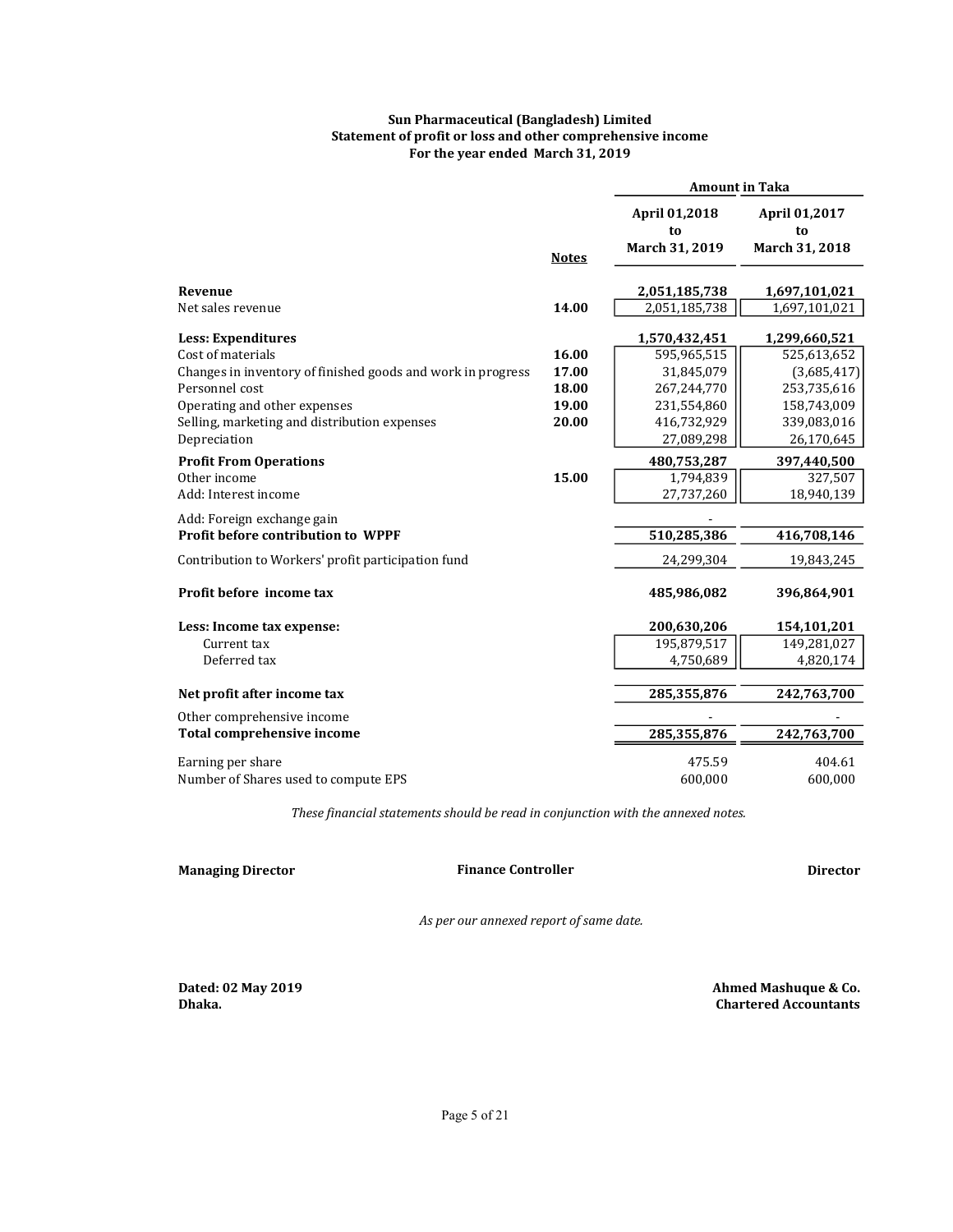**Sun Pharmaceutical (Bangladesh) Limited**
**Statement of profit or loss and other comprehensive income**
**For the year ended March 31, 2019**

| | Notes | Amount in Taka | |
|---|---|---|---|
| | | **April 01,2018 to March 31, 2019** | **April 01,2017 to March 31, 2018** |
| **Revenue** | | **2,051,185,738** | **1,697,101,021** |
| Net sales revenue | **14.00** | 2,051,185,738 | 1,697,101,021 |
| **Less: Expenditures** | | **1,570,432,451** | **1,299,660,521** |
| Cost of materials | **16.00** | 595,965,515 | 525,613,652 |
| Changes in inventory of finished goods and work in progress | **17.00** | 31,845,079 | (3,685,417) |
| Personnel cost | **18.00** | 267,244,770 | 253,735,616 |
| Operating and other expenses | **19.00** | 231,554,860 | 158,743,009 |
| Selling, marketing and distribution expenses | **20.00** | 416,732,929 | 339,083,016 |
| Depreciation | | 27,089,298 | 26,170,645 |
| **Profit From Operations** | | **480,753,287** | **397,440,500** |
| Other income | **15.00** | 1,794,839 | 327,507 |
| Add: Interest income | | 27,737,260 | 18,940,139 |
| Add: Foreign exchange gain | | - | |
| **Profit before contribution to WPPF** | | **510,285,386** | **416,708,146** |
| Contribution to Workers' profit participation fund | | 24,299,304 | 19,843,245 |
| **Profit before income tax** | | **485,986,082** | **396,864,901** |
| **Less: Income tax expense:** | | **200,630,206** | **154,101,201** |
| Current tax | | 195,879,517 | 149,281,027 |
| Deferred tax | | 4,750,689 | 4,820,174 |
| **Net profit after income tax** | | **285,355,876** | **242,763,700** |
| Other comprehensive income | | - | - |
| **Total comprehensive income** | | **285,355,876** | **242,763,700** |
| Earning per share | | 475.59 | 404.61 |
| Number of Shares used to compute EPS | | 600,000 | 600,000 |

*These financial statements should be read in conjunction with the annexed notes.*

**Managing Director** | **Finance Controller** | **Director**

*As per our annexed report of same date.*

**Dated: 02 May 2019**
**Dhaka.**

**Ahmed Mashuque & Co.**
**Chartered Accountants**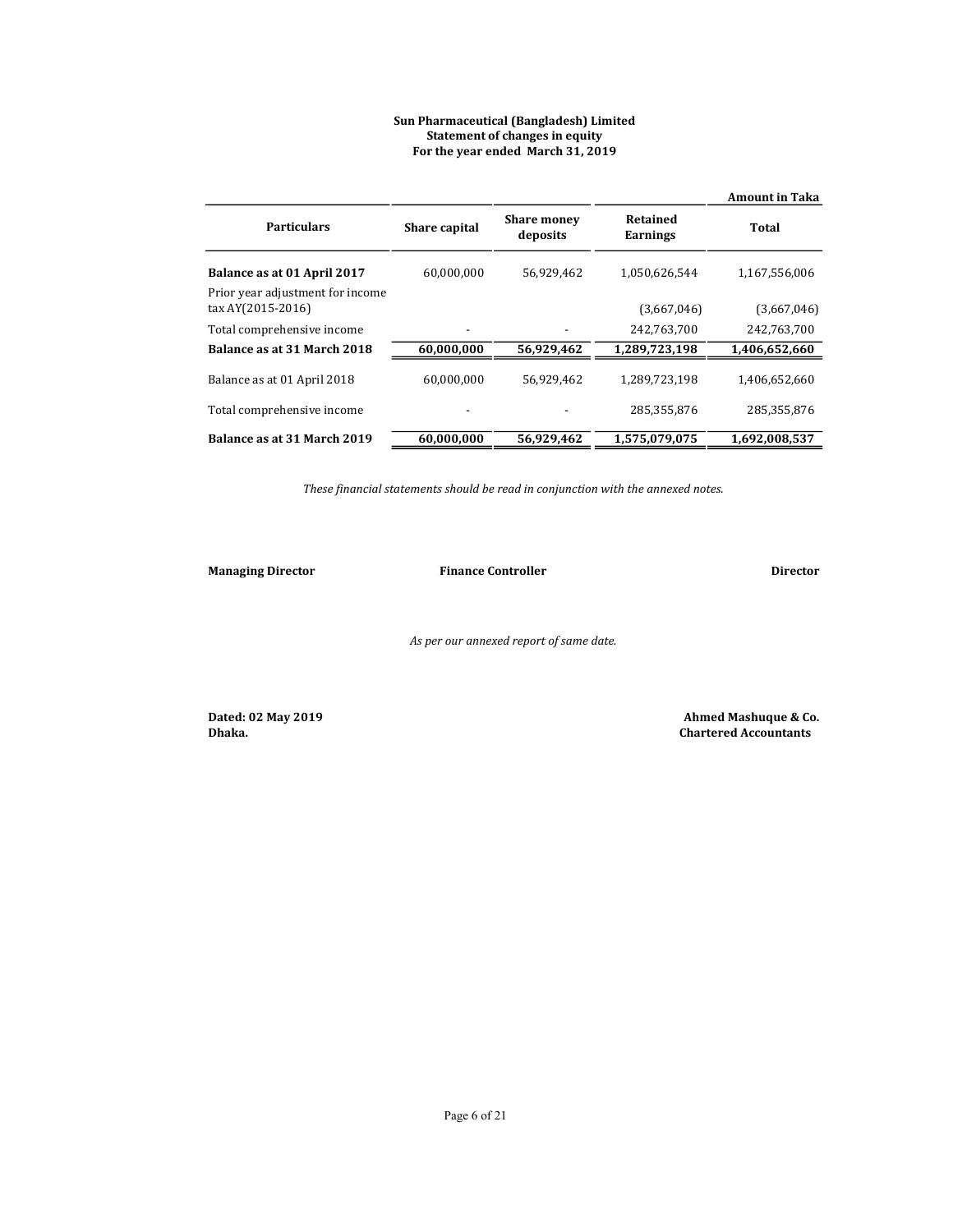**Sun Pharmaceutical (Bangladesh) Limited**
**Statement of changes in equity**
**For the year ended March 31, 2019**

**Amount in Taka**

| Particulars | Share capital | Share money deposits | Retained Earnings | Total |
|---|---|---|---|---|
| **Balance as at 01 April 2017** | 60,000,000 | 56,929,462 | 1,050,626,544 | 1,167,556,006 |
| Prior year adjustment for income tax AY(2015-2016) | | | (3,667,046) | (3,667,046) |
| Total comprehensive income | - | - | 242,763,700 | 242,763,700 |
| **Balance as at 31 March 2018** | **60,000,000** | **56,929,462** | **1,289,723,198** | **1,406,652,660** |
| Balance as at 01 April 2018 | 60,000,000 | 56,929,462 | 1,289,723,198 | 1,406,652,660 |
| Total comprehensive income | - | - | 285,355,876 | 285,355,876 |
| **Balance as at 31 March 2019** | **60,000,000** | **56,929,462** | **1,575,079,075** | **1,692,008,537** |

*These financial statements should be read in conjunction with the annexed notes.*

**Managing Director** | **Finance Controller** | **Director**

*As per our annexed report of same date.*

**Dated: 02 May 2019**
**Dhaka.**

**Ahmed Mashuque & Co.**
**Chartered Accountants**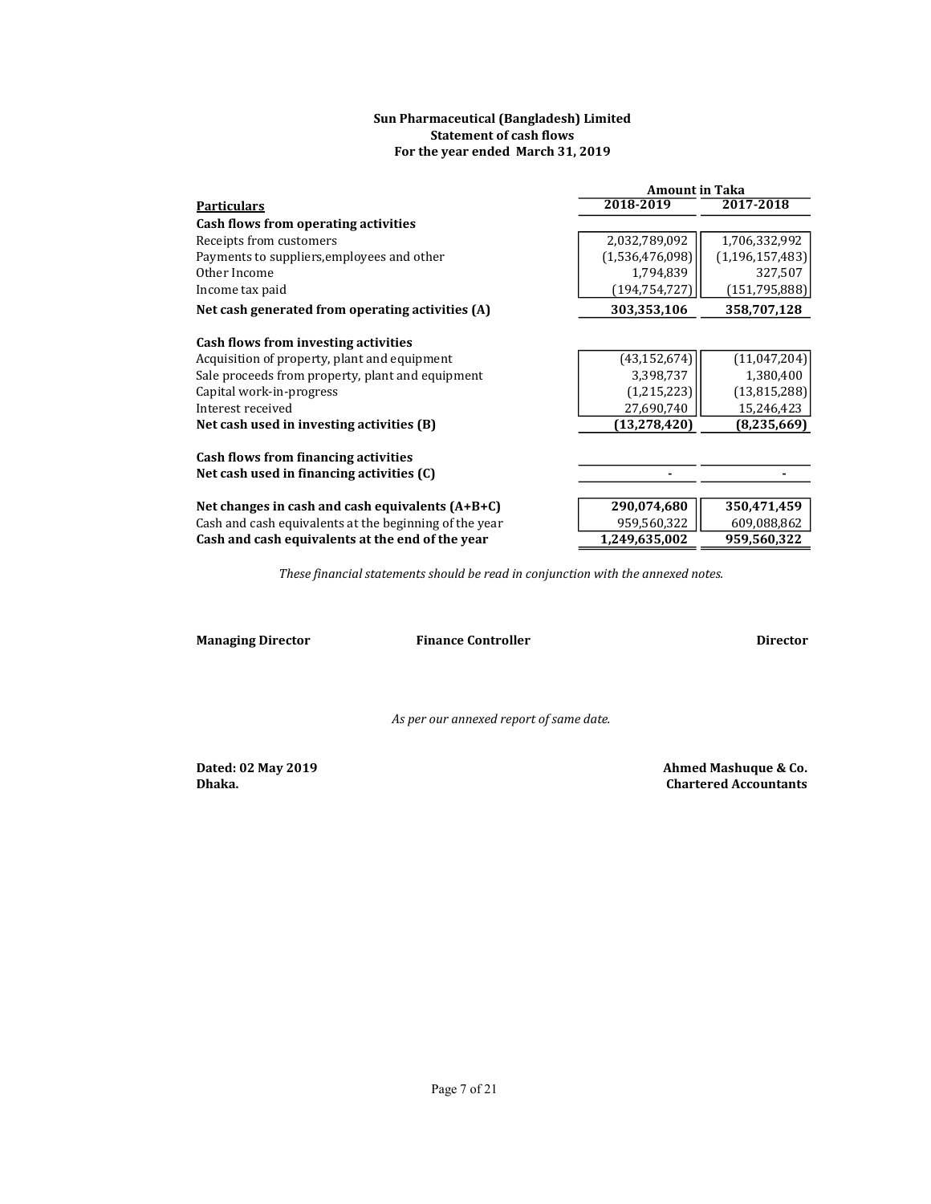**Sun Pharmaceutical (Bangladesh) Limited**
**Statement of cash flows**
**For the year ended March 31, 2019**

| Particulars | Amount in Taka | |
|---|---|---|
| | 2018-2019 | 2017-2018 |
| **Cash flows from operating activities** | | |
| Receipts from customers | 2,032,789,092 | 1,706,332,992 |
| Payments to suppliers,employees and other | (1,536,476,098) | (1,196,157,483) |
| Other Income | 1,794,839 | 327,507 |
| Income tax paid | (194,754,727) | (151,795,888) |
| **Net cash generated from operating activities (A)** | **303,353,106** | **358,707,128** |
| | | |
| **Cash flows from investing activities** | | |
| Acquisition of property, plant and equipment | (43,152,674) | (11,047,204) |
| Sale proceeds from property, plant and equipment | 3,398,737 | 1,380,400 |
| Capital work-in-progress | (1,215,223) | (13,815,288) |
| Interest received | 27,690,740 | 15,246,423 |
| **Net cash used in investing activities (B)** | **(13,278,420)** | **(8,235,669)** |
| | | |
| **Cash flows from financing activities** | | |
| **Net cash used in financing activities (C)** | - | - |
| | | |
| **Net changes in cash and cash equivalents (A+B+C)** | **290,074,680** | **350,471,459** |
| Cash and cash equivalents at the beginning of the year | 959,560,322 | 609,088,862 |
| **Cash and cash equivalents at the end of the year** | **1,249,635,002** | **959,560,322** |

*These financial statements should be read in conjunction with the annexed notes.*

**Managing Director** **Finance Controller** **Director**

*As per our annexed report of same date.*

**Dated: 02 May 2019**
**Dhaka.**

**Ahmed Mashuque & Co.**
**Chartered Accountants**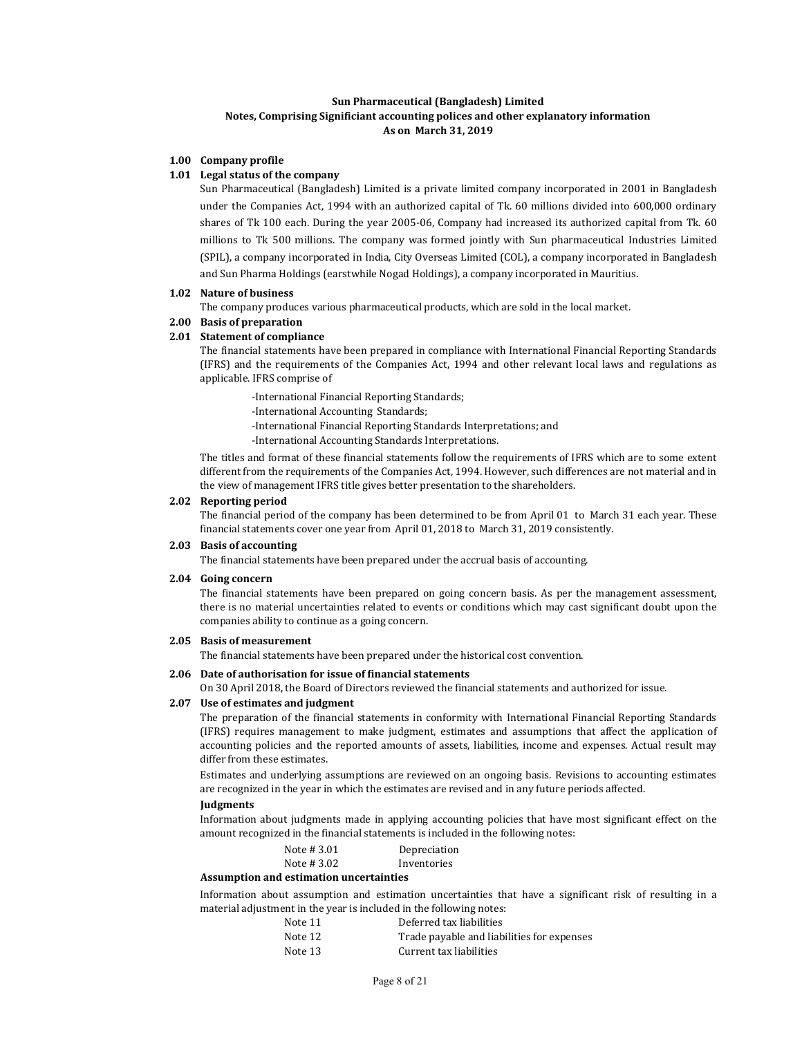**Sun Pharmaceutical (Bangladesh) Limited**
**Notes, Comprising Significiant accounting polices and other explanatory information**
**As on March 31, 2019**

## 1.00 Company profile

### 1.01 Legal status of the company

Sun Pharmaceutical (Bangladesh) Limited is a private limited company incorporated in 2001 in Bangladesh under the Companies Act, 1994 with an authorized capital of Tk. 60 millions divided into 600,000 ordinary shares of Tk 100 each. During the year 2005-06, Company had increased its authorized capital from Tk. 60 millions to Tk 500 millions. The company was formed jointly with Sun pharmaceutical Industries Limited (SPIL), a company incorporated in India, City Overseas Limited (COL), a company incorporated in Bangladesh and Sun Pharma Holdings (earstwhile Nogad Holdings), a company incorporated in Mauritius.

### 1.02 Nature of business

The company produces various pharmaceutical products, which are sold in the local market.

## 2.00 Basis of preparation

### 2.01 Statement of compliance

The financial statements have been prepared in compliance with International Financial Reporting Standards (IFRS) and the requirements of the Companies Act, 1994 and other relevant local laws and regulations as applicable. IFRS comprise of

-International Financial Reporting Standards;
-International Accounting Standards;
-International Financial Reporting Standards Interpretations; and
-International Accounting Standards Interpretations.

The titles and format of these financial statements follow the requirements of IFRS which are to some extent different from the requirements of the Companies Act, 1994. However, such differences are not material and in the view of management IFRS title gives better presentation to the shareholders.

### 2.02 Reporting period

The financial period of the company has been determined to be from April 01 to March 31 each year. These financial statements cover one year from April 01, 2018 to March 31, 2019 consistently.

### 2.03 Basis of accounting

The financial statements have been prepared under the accrual basis of accounting.

### 2.04 Going concern

The financial statements have been prepared on going concern basis. As per the management assessment, there is no material uncertainties related to events or conditions which may cast significant doubt upon the companies ability to continue as a going concern.

### 2.05 Basis of measurement

The financial statements have been prepared under the historical cost convention.

### 2.06 Date of authorisation for issue of financial statements

On 30 April 2018, the Board of Directors reviewed the financial statements and authorized for issue.

### 2.07 Use of estimates and judgment

The preparation of the financial statements in conformity with International Financial Reporting Standards (IFRS) requires management to make judgment, estimates and assumptions that affect the application of accounting policies and the reported amounts of assets, liabilities, income and expenses. Actual result may differ from these estimates.

Estimates and underlying assumptions are reviewed on an ongoing basis. Revisions to accounting estimates are recognized in the year in which the estimates are revised and in any future periods affected.

**Judgments**

Information about judgments made in applying accounting policies that have most significant effect on the amount recognized in the financial statements is included in the following notes:

| | |
|---|---|
| Note # 3.01 | Depreciation |
| Note # 3.02 | Inventories |

**Assumption and estimation uncertainties**

Information about assumption and estimation uncertainties that have a significant risk of resulting in a material adjustment in the year is included in the following notes:

| | |
|---|---|
| Note 11 | Deferred tax liabilities |
| Note 12 | Trade payable and liabilities for expenses |
| Note 13 | Current tax liabilities |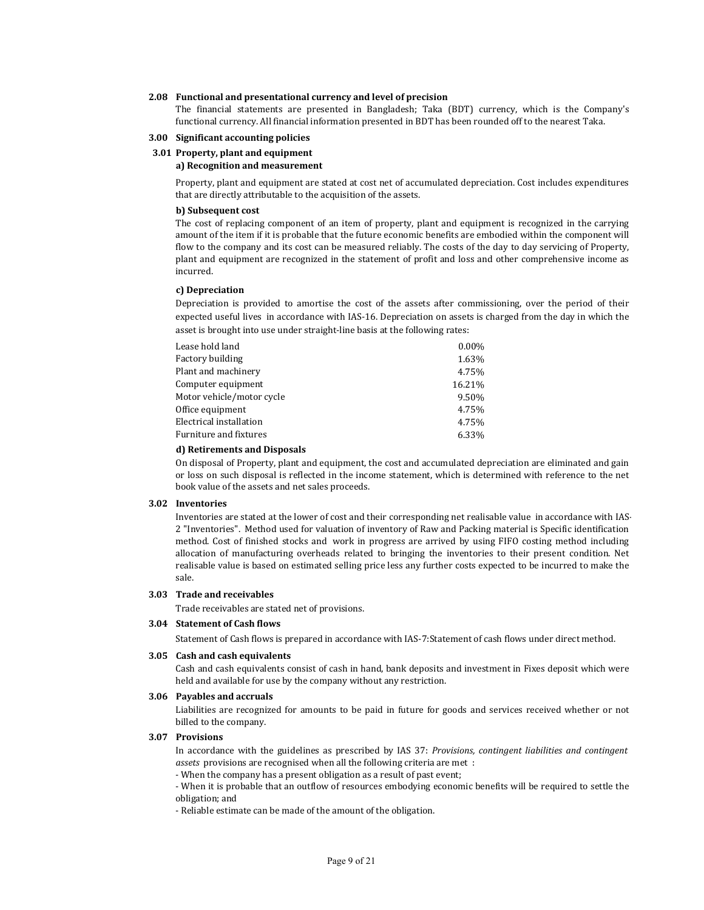### 2.08 Functional and presentational currency and level of precision

The financial statements are presented in Bangladesh; Taka (BDT) currency, which is the Company's functional currency. All financial information presented in BDT has been rounded off to the nearest Taka.

## 3.00 Significant accounting policies

### 3.01 Property, plant and equipment

**a) Recognition and measurement**

Property, plant and equipment are stated at cost net of accumulated depreciation. Cost includes expenditures that are directly attributable to the acquisition of the assets.

**b) Subsequent cost**

The cost of replacing component of an item of property, plant and equipment is recognized in the carrying amount of the item if it is probable that the future economic benefits are embodied within the component will flow to the company and its cost can be measured reliably. The costs of the day to day servicing of Property, plant and equipment are recognized in the statement of profit and loss and other comprehensive income as incurred.

**c) Depreciation**

Depreciation is provided to amortise the cost of the assets after commissioning, over the period of their expected useful lives in accordance with IAS-16. Depreciation on assets is charged from the day in which the asset is brought into use under straight-line basis at the following rates:

| | |
|---|---|
| Lease hold land | 0.00% |
| Factory building | 1.63% |
| Plant and machinery | 4.75% |
| Computer equipment | 16.21% |
| Motor vehicle/motor cycle | 9.50% |
| Office equipment | 4.75% |
| Electrical installation | 4.75% |
| Furniture and fixtures | 6.33% |

**d) Retirements and Disposals**

On disposal of Property, plant and equipment, the cost and accumulated depreciation are eliminated and gain or loss on such disposal is reflected in the income statement, which is determined with reference to the net book value of the assets and net sales proceeds.

### 3.02 Inventories

Inventories are stated at the lower of cost and their corresponding net realisable value in accordance with IAS-2 "Inventories". Method used for valuation of inventory of Raw and Packing material is Specific identification method. Cost of finished stocks and work in progress are arrived by using FIFO costing method including allocation of manufacturing overheads related to bringing the inventories to their present condition. Net realisable value is based on estimated selling price less any further costs expected to be incurred to make the sale.

### 3.03 Trade and receivables

Trade receivables are stated net of provisions.

### 3.04 Statement of Cash flows

Statement of Cash flows is prepared in accordance with IAS-7:Statement of cash flows under direct method.

### 3.05 Cash and cash equivalents

Cash and cash equivalents consist of cash in hand, bank deposits and investment in Fixes deposit which were held and available for use by the company without any restriction.

### 3.06 Payables and accruals

Liabilities are recognized for amounts to be paid in future for goods and services received whether or not billed to the company.

### 3.07 Provisions

In accordance with the guidelines as prescribed by IAS 37: *Provisions, contingent liabilities and contingent assets* provisions are recognised when all the following criteria are met :

- When the company has a present obligation as a result of past event;
- When it is probable that an outflow of resources embodying economic benefits will be required to settle the obligation; and
- Reliable estimate can be made of the amount of the obligation.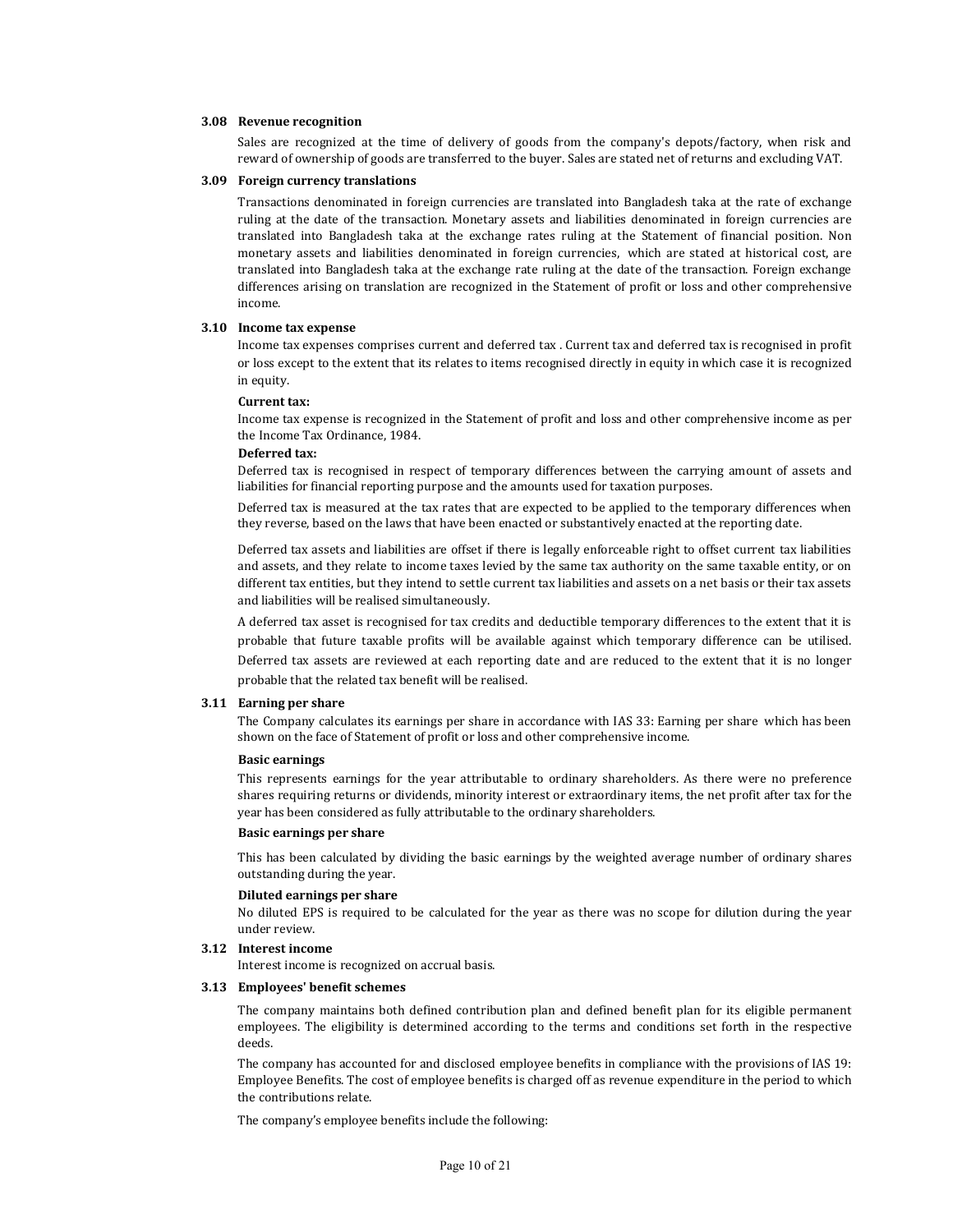### 3.08 Revenue recognition

Sales are recognized at the time of delivery of goods from the company's depots/factory, when risk and reward of ownership of goods are transferred to the buyer. Sales are stated net of returns and excluding VAT.

### 3.09 Foreign currency translations

Transactions denominated in foreign currencies are translated into Bangladesh taka at the rate of exchange ruling at the date of the transaction. Monetary assets and liabilities denominated in foreign currencies are translated into Bangladesh taka at the exchange rates ruling at the Statement of financial position. Non monetary assets and liabilities denominated in foreign currencies, which are stated at historical cost, are translated into Bangladesh taka at the exchange rate ruling at the date of the transaction. Foreign exchange differences arising on translation are recognized in the Statement of profit or loss and other comprehensive income.

### 3.10 Income tax expense

Income tax expenses comprises current and deferred tax . Current tax and deferred tax is recognised in profit or loss except to the extent that its relates to items recognised directly in equity in which case it is recognized in equity.

**Current tax:**

Income tax expense is recognized in the Statement of profit and loss and other comprehensive income as per the Income Tax Ordinance, 1984.

**Deferred tax:**

Deferred tax is recognised in respect of temporary differences between the carrying amount of assets and liabilities for financial reporting purpose and the amounts used for taxation purposes.

Deferred tax is measured at the tax rates that are expected to be applied to the temporary differences when they reverse, based on the laws that have been enacted or substantively enacted at the reporting date.

Deferred tax assets and liabilities are offset if there is legally enforceable right to offset current tax liabilities and assets, and they relate to income taxes levied by the same tax authority on the same taxable entity, or on different tax entities, but they intend to settle current tax liabilities and assets on a net basis or their tax assets and liabilities will be realised simultaneously.

A deferred tax asset is recognised for tax credits and deductible temporary differences to the extent that it is probable that future taxable profits will be available against which temporary difference can be utilised. Deferred tax assets are reviewed at each reporting date and are reduced to the extent that it is no longer probable that the related tax benefit will be realised.

### 3.11 Earning per share

The Company calculates its earnings per share in accordance with IAS 33: Earning per share which has been shown on the face of Statement of profit or loss and other comprehensive income.

**Basic earnings**

This represents earnings for the year attributable to ordinary shareholders. As there were no preference shares requiring returns or dividends, minority interest or extraordinary items, the net profit after tax for the year has been considered as fully attributable to the ordinary shareholders.

**Basic earnings per share**

This has been calculated by dividing the basic earnings by the weighted average number of ordinary shares outstanding during the year.

**Diluted earnings per share**

No diluted EPS is required to be calculated for the year as there was no scope for dilution during the year under review.

### 3.12 Interest income

Interest income is recognized on accrual basis.

### 3.13 Employees' benefit schemes

The company maintains both defined contribution plan and defined benefit plan for its eligible permanent employees. The eligibility is determined according to the terms and conditions set forth in the respective deeds.

The company has accounted for and disclosed employee benefits in compliance with the provisions of IAS 19: Employee Benefits. The cost of employee benefits is charged off as revenue expenditure in the period to which the contributions relate.

The company's employee benefits include the following: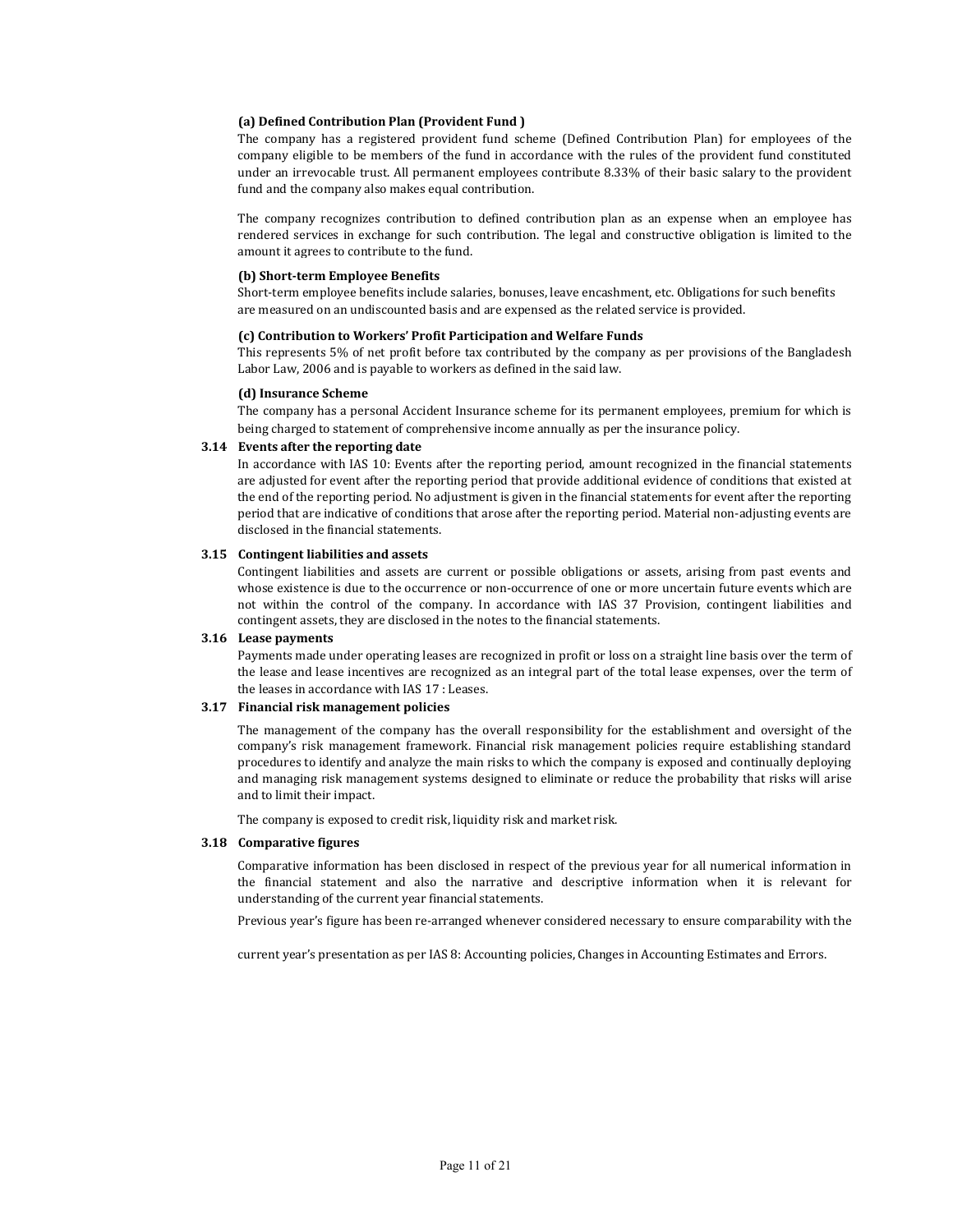**(a) Defined Contribution Plan (Provident Fund )**

The company has a registered provident fund scheme (Defined Contribution Plan) for employees of the company eligible to be members of the fund in accordance with the rules of the provident fund constituted under an irrevocable trust. All permanent employees contribute 8.33% of their basic salary to the provident fund and the company also makes equal contribution.

The company recognizes contribution to defined contribution plan as an expense when an employee has rendered services in exchange for such contribution. The legal and constructive obligation is limited to the amount it agrees to contribute to the fund.

**(b) Short-term Employee Benefits**

Short-term employee benefits include salaries, bonuses, leave encashment, etc. Obligations for such benefits are measured on an undiscounted basis and are expensed as the related service is provided.

**(c) Contribution to Workers' Profit Participation and Welfare Funds**

This represents 5% of net profit before tax contributed by the company as per provisions of the Bangladesh Labor Law, 2006 and is payable to workers as defined in the said law.

**(d) Insurance Scheme**

The company has a personal Accident Insurance scheme for its permanent employees, premium for which is being charged to statement of comprehensive income annually as per the insurance policy.

### 3.14 Events after the reporting date

In accordance with IAS 10: Events after the reporting period, amount recognized in the financial statements are adjusted for event after the reporting period that provide additional evidence of conditions that existed at the end of the reporting period. No adjustment is given in the financial statements for event after the reporting period that are indicative of conditions that arose after the reporting period. Material non-adjusting events are disclosed in the financial statements.

### 3.15 Contingent liabilities and assets

Contingent liabilities and assets are current or possible obligations or assets, arising from past events and whose existence is due to the occurrence or non-occurrence of one or more uncertain future events which are not within the control of the company. In accordance with IAS 37 Provision, contingent liabilities and contingent assets, they are disclosed in the notes to the financial statements.

### 3.16 Lease payments

Payments made under operating leases are recognized in profit or loss on a straight line basis over the term of the lease and lease incentives are recognized as an integral part of the total lease expenses, over the term of the leases in accordance with IAS 17 : Leases.

### 3.17 Financial risk management policies

The management of the company has the overall responsibility for the establishment and oversight of the company's risk management framework. Financial risk management policies require establishing standard procedures to identify and analyze the main risks to which the company is exposed and continually deploying and managing risk management systems designed to eliminate or reduce the probability that risks will arise and to limit their impact.

The company is exposed to credit risk, liquidity risk and market risk.

### 3.18 Comparative figures

Comparative information has been disclosed in respect of the previous year for all numerical information in the financial statement and also the narrative and descriptive information when it is relevant for understanding of the current year financial statements.

Previous year's figure has been re-arranged whenever considered necessary to ensure comparability with the

current year's presentation as per IAS 8: Accounting policies, Changes in Accounting Estimates and Errors.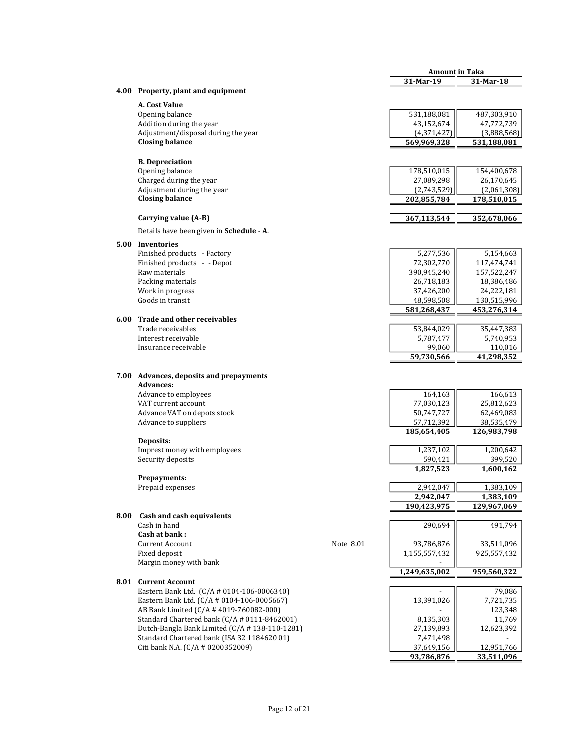| | | Amount in Taka | |
|---|---|---|---|
| | | 31-Mar-19 | 31-Mar-18 |
| **4.00** | **Property, plant and equipment** | | |
| | **A. Cost Value** | | |
| | Opening balance | 531,188,081 | 487,303,910 |
| | Addition during the year | 43,152,674 | 47,772,739 |
| | Adjustment/disposal during the year | (4,371,427) | (3,888,568) |
| | **Closing balance** | **569,969,328** | **531,188,081** |
| | **B. Depreciation** | | |
| | Opening balance | 178,510,015 | 154,400,678 |
| | Charged during the year | 27,089,298 | 26,170,645 |
| | Adjustment during the year | (2,743,529) | (2,061,308) |
| | **Closing balance** | **202,855,784** | **178,510,015** |
| | **Carrying value (A-B)** | **367,113,544** | **352,678,066** |

Details have been given in **Schedule - A**.

| | | 31-Mar-19 | 31-Mar-18 |
|---|---|---|---|
| **5.00** | **Inventories** | | |
| | Finished products - Factory | 5,277,536 | 5,154,663 |
| | Finished products - - Depot | 72,302,770 | 117,474,741 |
| | Raw materials | 390,945,240 | 157,522,247 |
| | Packing materials | 26,718,183 | 18,386,486 |
| | Work in progress | 37,426,200 | 24,222,181 |
| | Goods in transit | 48,598,508 | 130,515,996 |
| | | **581,268,437** | **453,276,314** |
| **6.00** | **Trade and other receivables** | | |
| | Trade receivables | 53,844,029 | 35,447,383 |
| | Interest receivable | 5,787,477 | 5,740,953 |
| | Insurance receivable | 99,060 | 110,016 |
| | | **59,730,566** | **41,298,352** |
| **7.00** | **Advances, deposits and prepayments** | | |
| | **Advances:** | | |
| | Advance to employees | 164,163 | 166,613 |
| | VAT current account | 77,030,123 | 25,812,623 |
| | Advance VAT on depots stock | 50,747,727 | 62,469,083 |
| | Advance to suppliers | 57,712,392 | 38,535,479 |
| | | **185,654,405** | **126,983,798** |
| | **Deposits:** | | |
| | Imprest money with employees | 1,237,102 | 1,200,642 |
| | Security deposits | 590,421 | 399,520 |
| | | **1,827,523** | **1,600,162** |
| | **Prepayments:** | | |
| | Prepaid expenses | 2,942,047 | 1,383,109 |
| | | **2,942,047** | **1,383,109** |
| | | **190,423,975** | **129,967,069** |

| | | | 31-Mar-19 | 31-Mar-18 |
|---|---|---|---|---|
| **8.00** | **Cash and cash equivalents** | | | |
| | Cash in hand | | 290,694 | 491,794 |
| | **Cash at bank :** | | | |
| | Current Account | Note 8.01 | 93,786,876 | 33,511,096 |
| | Fixed deposit | | 1,155,557,432 | 925,557,432 |
| | Margin money with bank | | - | |
| | | | **1,249,635,002** | **959,560,322** |
| **8.01** | **Current Account** | | | |
| | Eastern Bank Ltd. (C/A # 0104-106-0006340) | | - | 79,086 |
| | Eastern Bank Ltd. (C/A # 0104-106-0005667) | | 13,391,026 | 7,721,735 |
| | AB Bank Limited (C/A # 4019-760082-000) | | - | 123,348 |
| | Standard Chartered bank (C/A # 0111-8462001) | | 8,135,303 | 11,769 |
| | Dutch-Bangla Bank Limited (C/A # 138-110-1281) | | 27,139,893 | 12,623,392 |
| | Standard Chartered bank (ISA 32 1184620 01) | | 7,471,498 | - |
| | Citi bank N.A. (C/A # 0200352009) | | 37,649,156 | 12,951,766 |
| | | | **93,786,876** | **33,511,096** |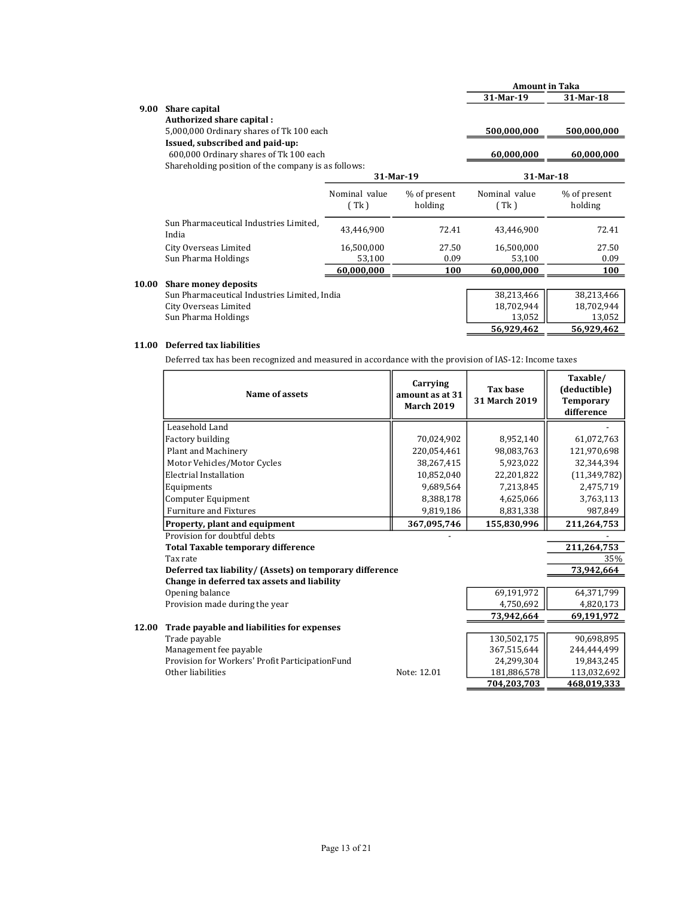| | | Amount in Taka | |
|---|---|---|---|
| | | 31-Mar-19 | 31-Mar-18 |

## 9.00 Share capital

**Authorized share capital :**

| | 31-Mar-19 | 31-Mar-18 |
|---|---|---|
| 5,000,000 Ordinary shares of Tk 100 each | **500,000,000** | **500,000,000** |

**Issued, subscribed and paid-up:**

| | 31-Mar-19 | 31-Mar-18 |
|---|---|---|
| 600,000 Ordinary shares of Tk 100 each | **60,000,000** | **60,000,000** |

Shareholding position of the company is as follows:

| | 31-Mar-19 | | 31-Mar-18 | |
|---|---|---|---|---|
| | Nominal value ( Tk ) | % of present holding | Nominal value ( Tk ) | % of present holding |
| Sun Pharmaceutical Industries Limited, India | 43,446,900 | 72.41 | 43,446,900 | 72.41 |
| City Overseas Limited | 16,500,000 | 27.50 | 16,500,000 | 27.50 |
| Sun Pharma Holdings | 53,100 | 0.09 | 53,100 | 0.09 |
| | **60,000,000** | **100** | **60,000,000** | **100** |

## 10.00 Share money deposits

| | 31-Mar-19 | 31-Mar-18 |
|---|---|---|
| Sun Pharmaceutical Industries Limited, India | 38,213,466 | 38,213,466 |
| City Overseas Limited | 18,702,944 | 18,702,944 |
| Sun Pharma Holdings | 13,052 | 13,052 |
| | **56,929,462** | **56,929,462** |

## 11.00 Deferred tax liabilities

Deferred tax has been recognized and measured in accordance with the provision of IAS-12: Income taxes

| Name of assets | Carrying amount as at 31 March 2019 | Tax base 31 March 2019 | Taxable/ (deductible) Temporary difference |
|---|---|---|---|
| Leasehold Land | | | - |
| Factory building | 70,024,902 | 8,952,140 | 61,072,763 |
| Plant and Machinery | 220,054,461 | 98,083,763 | 121,970,698 |
| Motor Vehicles/Motor Cycles | 38,267,415 | 5,923,022 | 32,344,394 |
| Electrial Installation | 10,852,040 | 22,201,822 | (11,349,782) |
| Equipments | 9,689,564 | 7,213,845 | 2,475,719 |
| Computer Equipment | 8,388,178 | 4,625,066 | 3,763,113 |
| Furniture and Fixtures | 9,819,186 | 8,831,338 | 987,849 |
| **Property, plant and equipment** | **367,095,746** | **155,830,996** | **211,264,753** |
| Provision for doubtful debts | - | | - |
| **Total Taxable temporary difference** | | | **211,264,753** |
| Tax rate | | | 35% |
| **Deferred tax liability/ (Assets) on temporary difference** | | | **73,942,664** |

**Change in deferred tax assets and liability**

| | 31-Mar-19 | 31-Mar-18 |
|---|---|---|
| Opening balance | 69,191,972 | 64,371,799 |
| Provision made during the year | 4,750,692 | 4,820,173 |
| | **73,942,664** | **69,191,972** |

## 12.00 Trade payable and liabilities for expenses

| | | 31-Mar-19 | 31-Mar-18 |
|---|---|---|---|
| Trade payable | | 130,502,175 | 90,698,895 |
| Management fee payable | | 367,515,644 | 244,444,499 |
| Provision for Workers' Profit ParticipationFund | | 24,299,304 | 19,843,245 |
| Other liabilities | Note: 12.01 | 181,886,578 | 113,032,692 |
| | | **704,203,703** | **468,019,333** |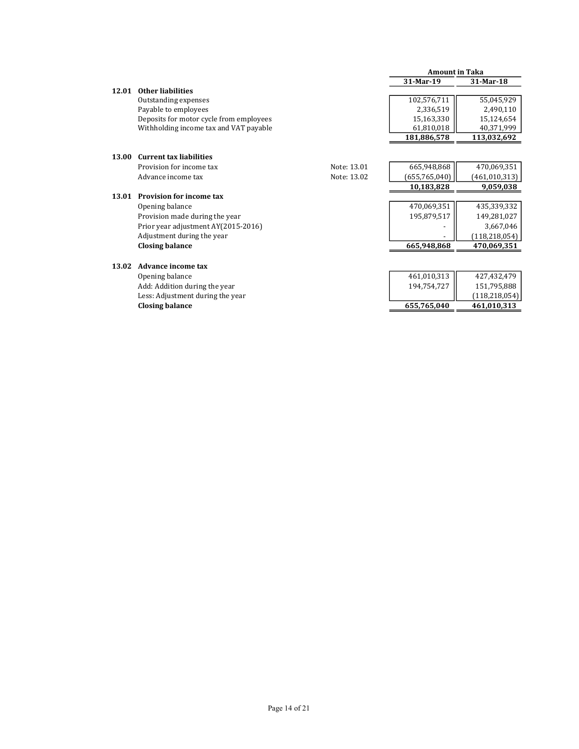| | | | Amount in Taka | |
|---|---|---|---|---|
| | | | 31-Mar-19 | 31-Mar-18 |
| **12.01** | **Other liabilities** | | | |
| | Outstanding expenses | | 102,576,711 | 55,045,929 |
| | Payable to employees | | 2,336,519 | 2,490,110 |
| | Deposits for motor cycle from employees | | 15,163,330 | 15,124,654 |
| | Withholding income tax and VAT payable | | 61,810,018 | 40,371,999 |
| | | | **181,886,578** | **113,032,692** |
| | | | | |
| **13.00** | **Current tax liabilities** | | | |
| | Provision for income tax | Note: 13.01 | 665,948,868 | 470,069,351 |
| | Advance income tax | Note: 13.02 | (655,765,040) | (461,010,313) |
| | | | **10,183,828** | **9,059,038** |
| **13.01** | **Provision for income tax** | | | |
| | Opening balance | | 470,069,351 | 435,339,332 |
| | Provision made during the year | | 195,879,517 | 149,281,027 |
| | Prior year adjustment AY(2015-2016) | | - | 3,667,046 |
| | Adjustment during the year | | - | (118,218,054) |
| | **Closing balance** | | **665,948,868** | **470,069,351** |
| | | | | |
| **13.02** | **Advance income tax** | | | |
| | Opening balance | | 461,010,313 | 427,432,479 |
| | Add: Addition during the year | | 194,754,727 | 151,795,888 |
| | Less: Adjustment during the year | | | (118,218,054) |
| | **Closing balance** | | **655,765,040** | **461,010,313** |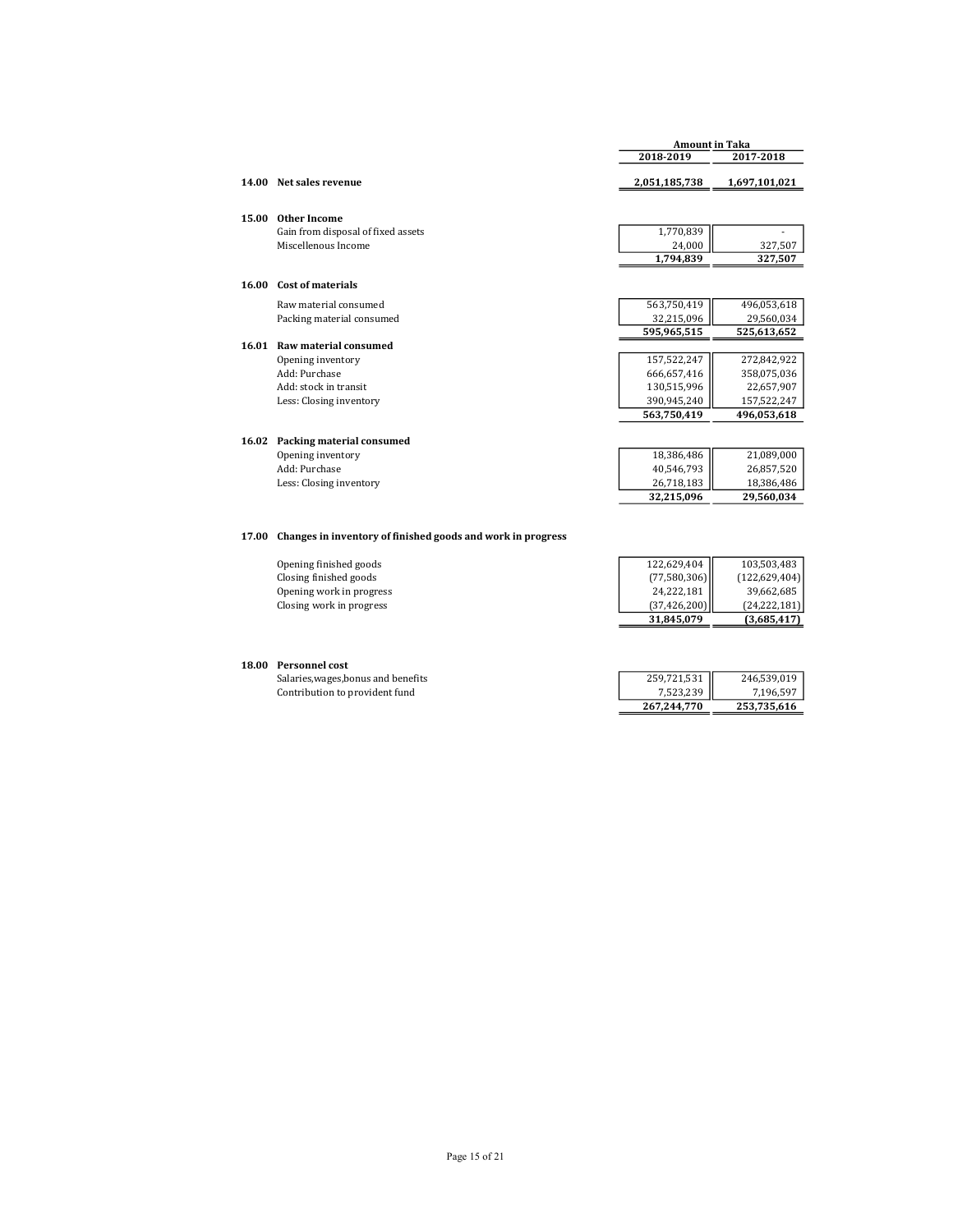| | | Amount in Taka | |
|---|---|---|---|
| | | **2018-2019** | **2017-2018** |
| **14.00** | **Net sales revenue** | **2,051,185,738** | **1,697,101,021** |
| | | | |
| **15.00** | **Other Income** | | |
| | Gain from disposal of fixed assets | 1,770,839 | - |
| | Miscellenous Income | 24,000 | 327,507 |
| | | **1,794,839** | **327,507** |
| | | | |
| **16.00** | **Cost of materials** | | |
| | Raw material consumed | 563,750,419 | 496,053,618 |
| | Packing material consumed | 32,215,096 | 29,560,034 |
| | | **595,965,515** | **525,613,652** |
| **16.01** | **Raw material consumed** | | |
| | Opening inventory | 157,522,247 | 272,842,922 |
| | Add: Purchase | 666,657,416 | 358,075,036 |
| | Add: stock in transit | 130,515,996 | 22,657,907 |
| | Less: Closing inventory | 390,945,240 | 157,522,247 |
| | | **563,750,419** | **496,053,618** |
| | | | |
| **16.02** | **Packing material consumed** | | |
| | Opening inventory | 18,386,486 | 21,089,000 |
| | Add: Purchase | 40,546,793 | 26,857,520 |
| | Less: Closing inventory | 26,718,183 | 18,386,486 |
| | | **32,215,096** | **29,560,034** |
| | | | |
| **17.00** | **Changes in inventory of finished goods and work in progress** | | |
| | Opening finished goods | 122,629,404 | 103,503,483 |
| | Closing finished goods | (77,580,306) | (122,629,404) |
| | Opening work in progress | 24,222,181 | 39,662,685 |
| | Closing work in progress | (37,426,200) | (24,222,181) |
| | | **31,845,079** | **(3,685,417)** |
| | | | |
| **18.00** | **Personnel cost** | | |
| | Salaries,wages,bonus and benefits | 259,721,531 | 246,539,019 |
| | Contribution to provident fund | 7,523,239 | 7,196,597 |
| | | **267,244,770** | **253,735,616** |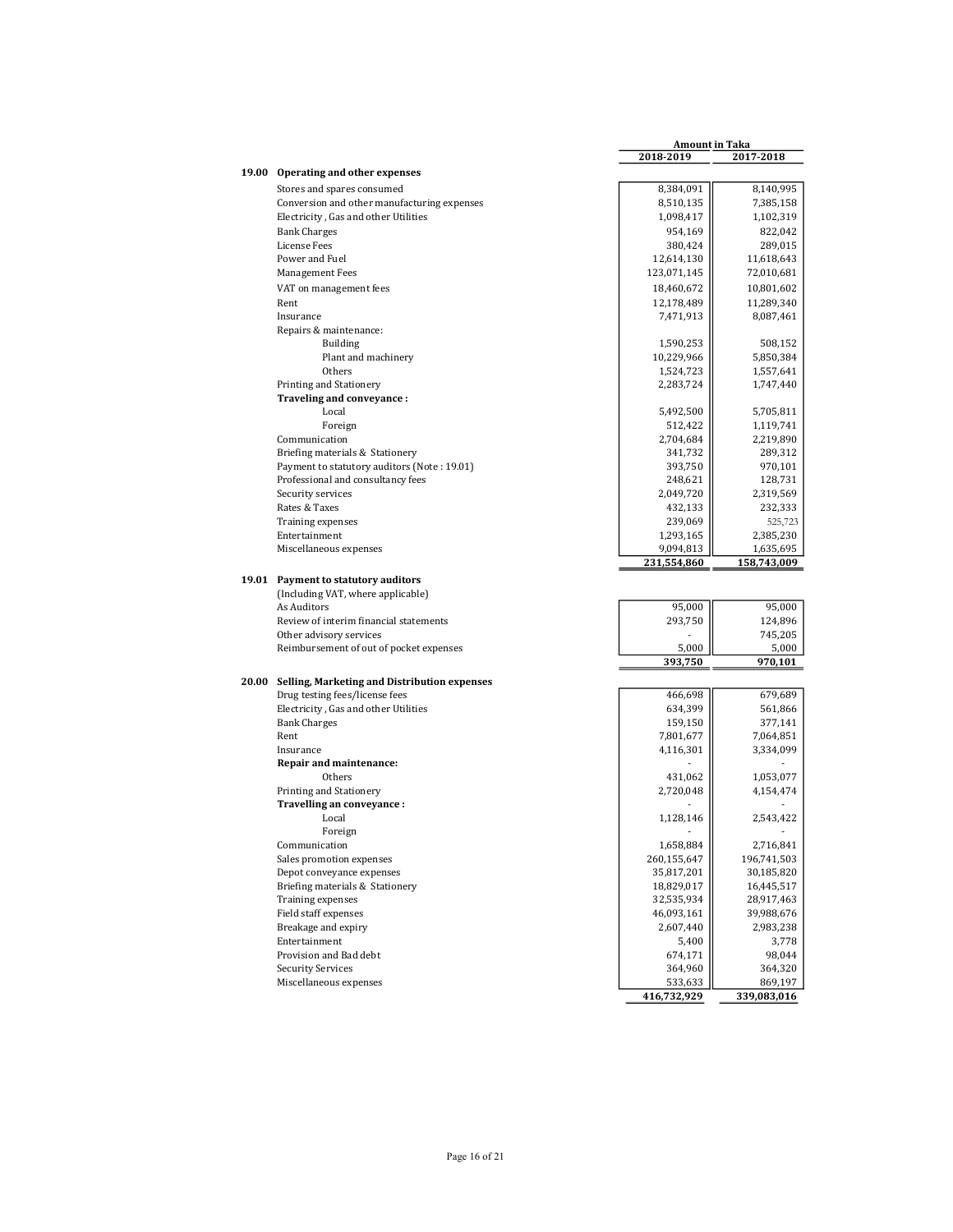| | Amount in Taka | |
|---|---|---|
| | 2018-2019 | 2017-2018 |
| **19.00 Operating and other expenses** | | |
| Stores and spares consumed | 8,384,091 | 8,140,995 |
| Conversion and other manufacturing expenses | 8,510,135 | 7,385,158 |
| Electricity , Gas and other Utilities | 1,098,417 | 1,102,319 |
| Bank Charges | 954,169 | 822,042 |
| License Fees | 380,424 | 289,015 |
| Power and Fuel | 12,614,130 | 11,618,643 |
| Management Fees | 123,071,145 | 72,010,681 |
| VAT on management fees | 18,460,672 | 10,801,602 |
| Rent | 12,178,489 | 11,289,340 |
| Insurance | 7,471,913 | 8,087,461 |
| Repairs & maintenance: | | |
| Building | 1,590,253 | 508,152 |
| Plant and machinery | 10,229,966 | 5,850,384 |
| Others | 1,524,723 | 1,557,641 |
| Printing and Stationery | 2,283,724 | 1,747,440 |
| **Traveling and conveyance :** | | |
| Local | 5,492,500 | 5,705,811 |
| Foreign | 512,422 | 1,119,741 |
| Communication | 2,704,684 | 2,219,890 |
| Briefing materials & Stationery | 341,732 | 289,312 |
| Payment to statutory auditors (Note : 19.01) | 393,750 | 970,101 |
| Professional and consultancy fees | 248,621 | 128,731 |
| Security services | 2,049,720 | 2,319,569 |
| Rates & Taxes | 432,133 | 232,333 |
| Training expenses | 239,069 | 525,723 |
| Entertainment | 1,293,165 | 2,385,230 |
| Miscellaneous expenses | 9,094,813 | 1,635,695 |
| | **231,554,860** | **158,743,009** |

| | 2018-2019 | 2017-2018 |
|---|---|---|
| **19.01 Payment to statutory auditors** | | |
| (Including VAT, where applicable) | | |
| As Auditors | 95,000 | 95,000 |
| Review of interim financial statements | 293,750 | 124,896 |
| Other advisory services | - | 745,205 |
| Reimbursement of out of pocket expenses | 5,000 | 5,000 |
| | **393,750** | **970,101** |

| | 2018-2019 | 2017-2018 |
|---|---|---|
| **20.00 Selling, Marketing and Distribution expenses** | | |
| Drug testing fees/license fees | 466,698 | 679,689 |
| Electricity , Gas and other Utilities | 634,399 | 561,866 |
| Bank Charges | 159,150 | 377,141 |
| Rent | 7,801,677 | 7,064,851 |
| Insurance | 4,116,301 | 3,334,099 |
| **Repair and maintenance:** | - | - |
| Others | 431,062 | 1,053,077 |
| Printing and Stationery | 2,720,048 | 4,154,474 |
| **Travelling an conveyance :** | - | - |
| Local | 1,128,146 | 2,543,422 |
| Foreign | - | - |
| Communication | 1,658,884 | 2,716,841 |
| Sales promotion expenses | 260,155,647 | 196,741,503 |
| Depot conveyance expenses | 35,817,201 | 30,185,820 |
| Briefing materials & Stationery | 18,829,017 | 16,445,517 |
| Training expenses | 32,535,934 | 28,917,463 |
| Field staff expenses | 46,093,161 | 39,988,676 |
| Breakage and expiry | 2,607,440 | 2,983,238 |
| Entertainment | 5,400 | 3,778 |
| Provision and Bad debt | 674,171 | 98,044 |
| Security Services | 364,960 | 364,320 |
| Miscellaneous expenses | 533,633 | 869,197 |
| | **416,732,929** | **339,083,016** |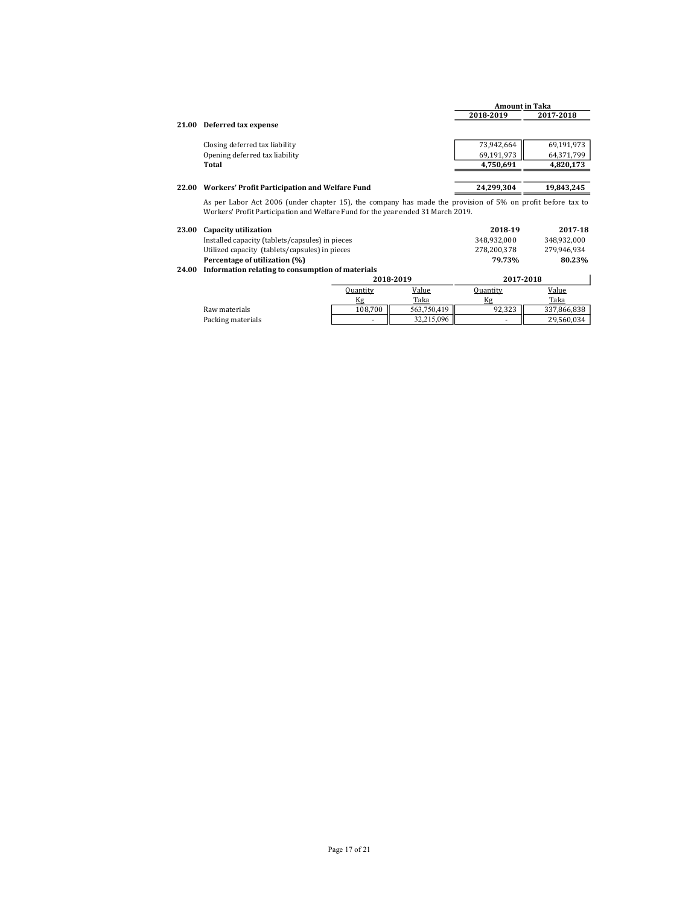| | | Amount in Taka | |
|---|---|---|---|
| | | 2018-2019 | 2017-2018 |
| **21.00** | **Deferred tax expense** | | |
| | Closing deferred tax liability | 73,942,664 | 69,191,973 |
| | Opening deferred tax liability | 69,191,973 | 64,371,799 |
| | **Total** | **4,750,691** | **4,820,173** |
| **22.00** | **Workers' Profit Participation and Welfare Fund** | **24,299,304** | **19,843,245** |

As per Labor Act 2006 (under chapter 15), the company has made the provision of 5% on profit before tax to Workers' Profit Participation and Welfare Fund for the year ended 31 March 2019.

| | | 2018-19 | 2017-18 |
|---|---|---|---|
| **23.00** | **Capacity utilization** | | |
| | Installed capacity (tablets/capsules) in pieces | 348,932,000 | 348,932,000 |
| | Utilized capacity (tablets/capsules) in pieces | 278,200,378 | 279,946,934 |
| | **Percentage of utilization (%)** | **79.73%** | **80.23%** |

**24.00 Information relating to consumption of materials**

| | 2018-2019 | | 2017-2018 | |
|---|---|---|---|---|
| | Quantity Kg | Value Taka | Quantity Kg | Value Taka |
| Raw materials | 108,700 | 563,750,419 | 92,323 | 337,866,838 |
| Packing materials | - | 32,215,096 | - | 29,560,034 |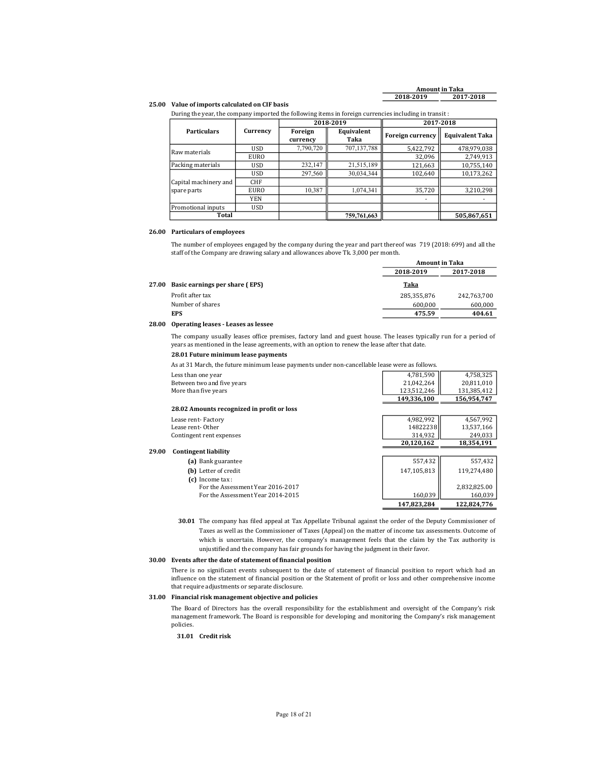| | Amount in Taka | |
|---|---|---|
| | 2018-2019 | 2017-2018 |

**25.00 Value of imports calculated on CIF basis**

During the year, the company imported the following items in foreign currencies including in transit :

| Particulars | Currency | 2018-2019 | | 2017-2018 | |
|---|---|---|---|---|---|
| | | Foreign currency | Equivalent Taka | Foreign currency | Equivalent Taka |
| Raw materials | USD | 7,790,720 | 707,137,788 | 5,422,792 | 478,979,038 |
| | EURO | | | 32,096 | 2,749,913 |
| Packing materials | USD | 232,147 | 21,515,189 | 121,663 | 10,755,140 |
| Capital machinery and spare parts | USD | 297,560 | 30,034,344 | 102,640 | 10,173,262 |
| | CHF | | | | |
| | EURO | 10,387 | 1,074,341 | 35,720 | 3,210,298 |
| | YEN | | | - | - |
| Promotional inputs | USD | | | | |
| **Total** | | | **759,761,663** | | **505,867,651** |

**26.00 Particulars of employees**

The number of employees engaged by the company during the year and part thereof was 719 (2018: 699) and all the staff of the Company are drawing salary and allowances above Tk. 3,000 per month.

| | Amount in Taka | |
|---|---|---|
| | 2018-2019 | 2017-2018 |
| **27.00 Basic earnings per share ( EPS)** | **Taka** | |
| Profit after tax | 285,355,876 | 242,763,700 |
| Number of shares | 600,000 | 600,000 |
| **EPS** | **475.59** | **404.61** |

**28.00 Operating leases - Leases as lessee**

The company usually leases office premises, factory land and guest house. The leases typically run for a period of years as mentioned in the lease agreements, with an option to renew the lease after that date.

**28.01 Future minimum lease payments**

As at 31 March, the future minimum lease payments under non-cancellable lease were as follows.

| | 2018-2019 | 2017-2018 |
|---|---|---|
| Less than one year | 4,781,590 | 4,758,325 |
| Between two and five years | 21,042,264 | 20,811,010 |
| More than five years | 123,512,246 | 131,385,412 |
| | **149,336,100** | **156,954,747** |

**28.02 Amounts recognized in profit or loss**

| | 2018-2019 | 2017-2018 |
|---|---|---|
| Lease rent- Factory | 4,982,992 | 4,567,992 |
| Lease rent- Other | 14822238 | 13,537,166 |
| Contingent rent expenses | 314,932 | 249,033 |
| | **20,120,162** | **18,354,191** |

**29.00 Contingent liability**

| | 2018-2019 | 2017-2018 |
|---|---|---|
| **(a)** Bank guarantee | 557,432 | 557,432 |
| **(b)** Letter of credit | 147,105,813 | 119,274,480 |
| **(c)** Income tax : | | |
| For the Assessment Year 2016-2017 | | 2,832,825.00 |
| For the Assessment Year 2014-2015 | 160,039 | 160,039 |
| | **147,823,284** | **122,824,776** |

**30.01** The company has filed appeal at Tax Appellate Tribunal against the order of the Deputy Commissioner of Taxes as well as the Commissioner of Taxes (Appeal) on the matter of income tax assessments. Outcome of which is uncertain. However, the company's management feels that the claim by the Tax authority is unjustified and the company has fair grounds for having the judgment in their favor.

**30.00 Events after the date of statement of financial position**

There is no significant events subsequent to the date of statement of financial position to report which had an influence on the statement of financial position or the Statement of profit or loss and other comprehensive income that require adjustments or separate disclosure.

**31.00 Financial risk management objective and policies**

The Board of Directors has the overall responsibility for the establishment and oversight of the Company's risk management framework. The Board is responsible for developing and monitoring the Company's risk management policies.

**31.01 Credit risk**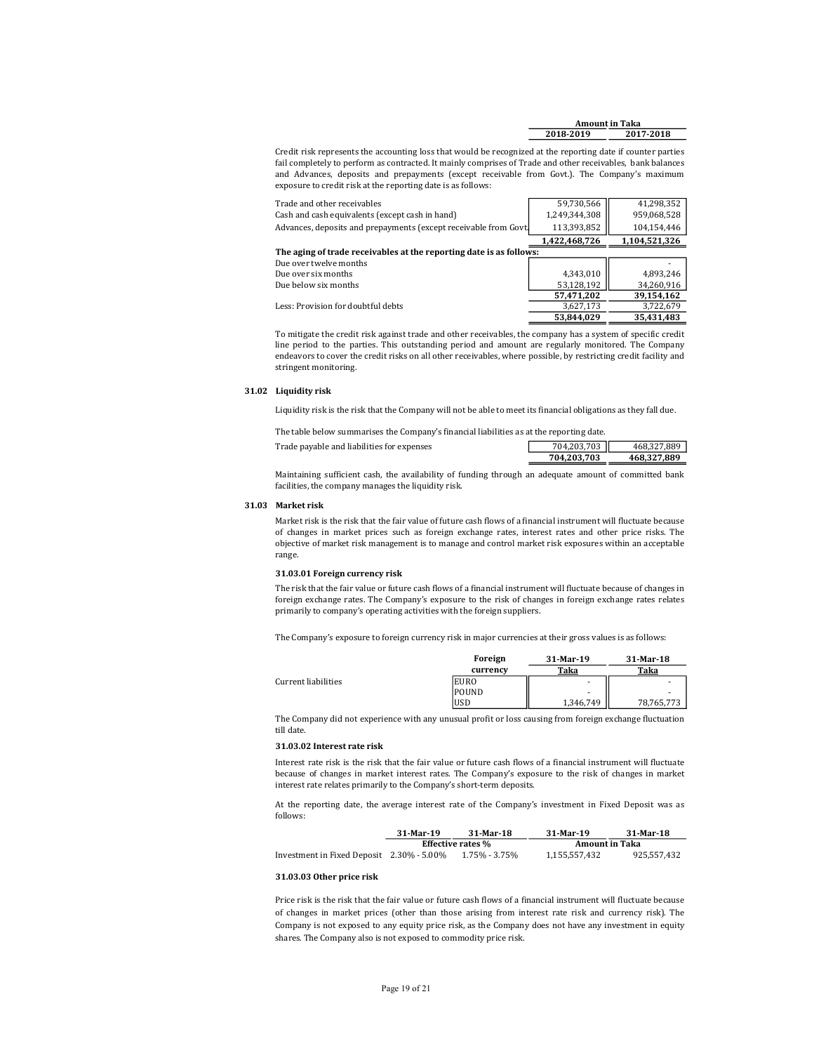| | Amount in Taka | |
|---|---|---|
| | 2018-2019 | 2017-2018 |

Credit risk represents the accounting loss that would be recognized at the reporting date if counter parties fail completely to perform as contracted. It mainly comprises of Trade and other receivables, bank balances and Advances, deposits and prepayments (except receivable from Govt.). The Company's maximum exposure to credit risk at the reporting date is as follows:

| | 2018-2019 | 2017-2018 |
|---|---|---|
| Trade and other receivables | 59,730,566 | 41,298,352 |
| Cash and cash equivalents (except cash in hand) | 1,249,344,308 | 959,068,528 |
| Advances, deposits and prepayments (except receivable from Govt. | 113,393,852 | 104,154,446 |
| | **1,422,468,726** | **1,104,521,326** |
| **The aging of trade receivables at the reporting date is as follows:** | | |
| Due over twelve months | | - |
| Due over six months | 4,343,010 | 4,893,246 |
| Due below six months | 53,128,192 | 34,260,916 |
| | **57,471,202** | **39,154,162** |
| Less: Provision for doubtful debts | 3,627,173 | 3,722,679 |
| | **53,844,029** | **35,431,483** |

To mitigate the credit risk against trade and other receivables, the company has a system of specific credit line period to the parties. This outstanding period and amount are regularly monitored. The Company endeavors to cover the credit risks on all other receivables, where possible, by restricting credit facility and stringent monitoring.

### 31.02 Liquidity risk

Liquidity risk is the risk that the Company will not be able to meet its financial obligations as they fall due.

The table below summarises the Company's financial liabilities as at the reporting date.

| | 2018-2019 | 2017-2018 |
|---|---|---|
| Trade payable and liabilities for expenses | 704,203,703 | 468,327,889 |
| | **704,203,703** | **468,327,889** |

Maintaining sufficient cash, the availability of funding through an adequate amount of committed bank facilities, the company manages the liquidity risk.

### 31.03 Market risk

Market risk is the risk that the fair value of future cash flows of a financial instrument will fluctuate because of changes in market prices such as foreign exchange rates, interest rates and other price risks. The objective of market risk management is to manage and control market risk exposures within an acceptable range.

#### 31.03.01 Foreign currency risk

The risk that the fair value or future cash flows of a financial instrument will fluctuate because of changes in foreign exchange rates. The Company's exposure to the risk of changes in foreign exchange rates relates primarily to company's operating activities with the foreign suppliers.

The Company's exposure to foreign currency risk in major currencies at their gross values is as follows:

| | Foreign currency | 31-Mar-19 Taka | 31-Mar-18 Taka |
|---|---|---|---|
| Current liabilities | EURO | - | - |
| | POUND | - | - |
| | USD | 1,346,749 | 78,765,773 |

The Company did not experience with any unusual profit or loss causing from foreign exchange fluctuation till date.

#### 31.03.02 Interest rate risk

Interest rate risk is the risk that the fair value or future cash flows of a financial instrument will fluctuate because of changes in market interest rates. The Company's exposure to the risk of changes in market interest rate relates primarily to the Company's short-term deposits.

At the reporting date, the average interest rate of the Company's investment in Fixed Deposit was as follows:

| | 31-Mar-19 | 31-Mar-18 | 31-Mar-19 | 31-Mar-18 |
|---|---|---|---|---|
| | Effective rates % | | Amount in Taka | |
| Investment in Fixed Deposit | 2.30% - 5.00% | 1.75% - 3.75% | 1,155,557,432 | 925,557,432 |

#### 31.03.03 Other price risk

Price risk is the risk that the fair value or future cash flows of a financial instrument will fluctuate because of changes in market prices (other than those arising from interest rate risk and currency risk). The Company is not exposed to any equity price risk, as the Company does not have any investment in equity shares. The Company also is not exposed to commodity price risk.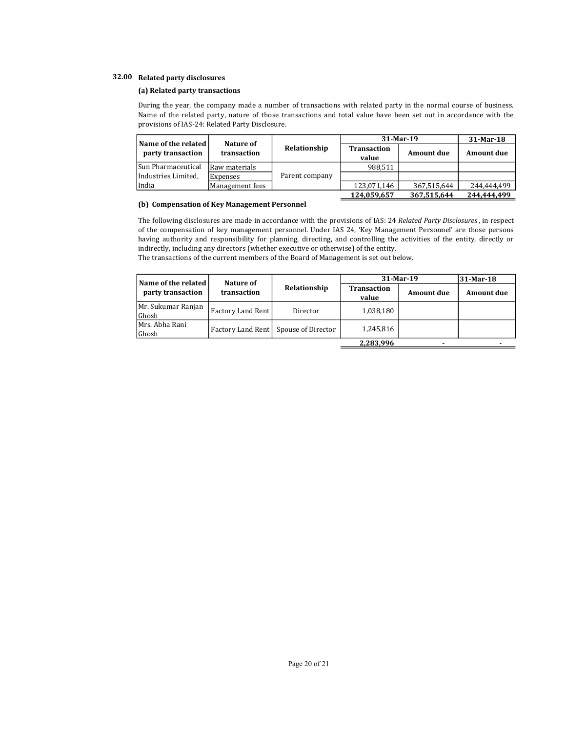## 32.00 Related party disclosures

### (a) Related party transactions

During the year, the company made a number of transactions with related party in the normal course of business. Name of the related party, nature of those transactions and total value have been set out in accordance with the provisions of IAS-24: Related Party Disclosure.

| Name of the related party transaction | Nature of transaction | Relationship | 31-Mar-19 | | 31-Mar-18 |
|---|---|---|---|---|---|
| | | | Transaction value | Amount due | Amount due |
| Sun Pharmaceutical Industries Limited, India | Raw materials | Parent company | 988,511 | | |
| | Expenses | | | | |
| | Management fees | | 123,071,146 | 367,515,644 | 244,444,499 |
| | | | **124,059,657** | **367,515,644** | **244,444,499** |

### (b) Compensation of Key Management Personnel

The following disclosures are made in accordance with the provisions of IAS: 24 *Related Party Disclosures*, in respect of the compensation of key management personnel. Under IAS 24, 'Key Management Personnel' are those persons having authority and responsibility for planning, directing, and controlling the activities of the entity, directly or indirectly, including any directors (whether executive or otherwise) of the entity.
The transactions of the current members of the Board of Management is set out below.

| Name of the related party transaction | Nature of transaction | Relationship | 31-Mar-19 | | 31-Mar-18 |
|---|---|---|---|---|---|
| | | | Transaction value | Amount due | Amount due |
| Mr. Sukumar Ranjan Ghosh | Factory Land Rent | Director | 1,038,180 | | |
| Mrs. Abha Rani Ghosh | Factory Land Rent | Spouse of Director | 1,245,816 | | |
| | | | **2,283,996** | **-** | **-** |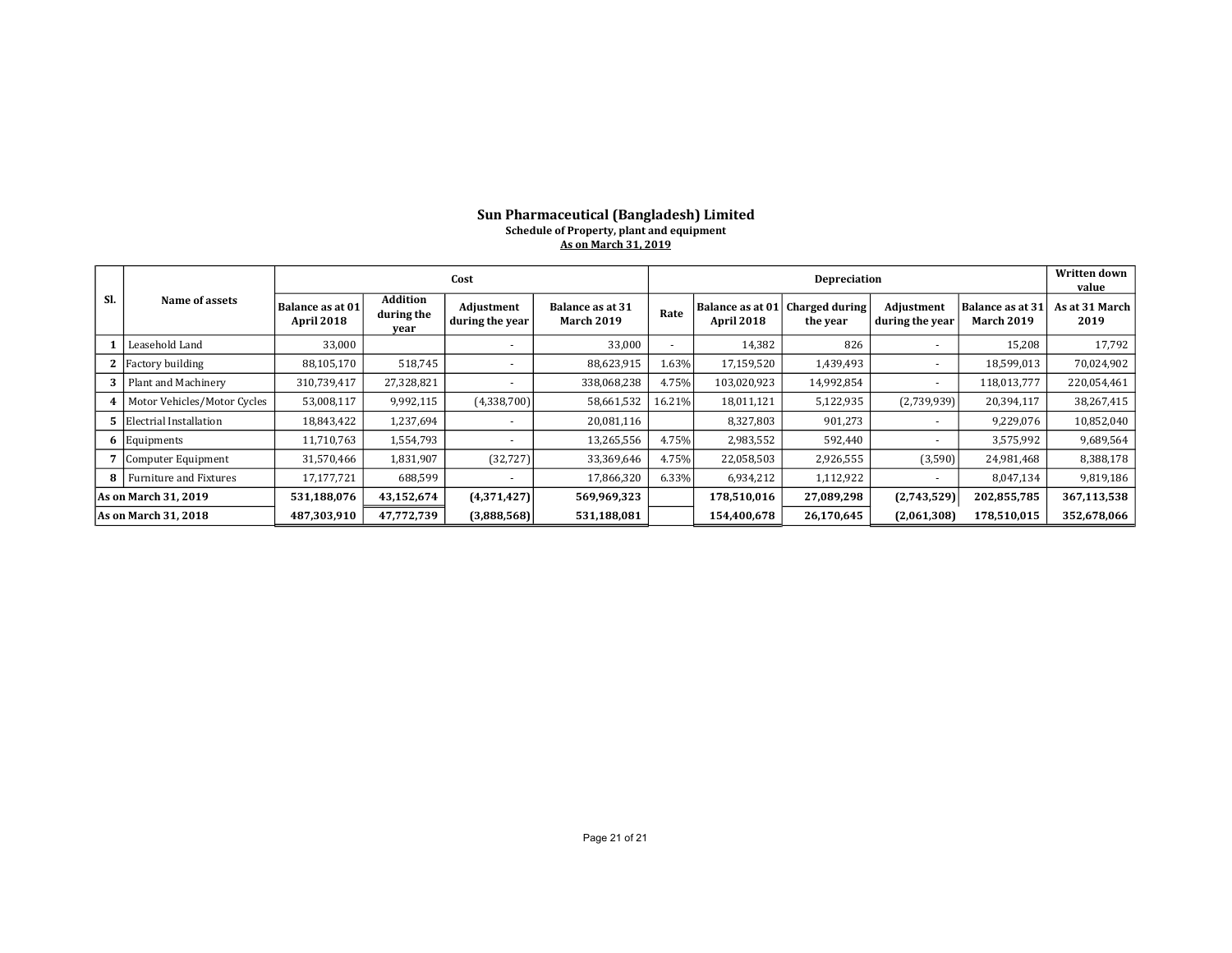# Sun Pharmaceutical (Bangladesh) Limited

**Schedule of Property, plant and equipment**

**As on March 31, 2019**

| Sl. | Name of assets | Cost | | | | Depreciation | | | | | Written down value |
|---|---|---|---|---|---|---|---|---|---|---|---|
| | | Balance as at 01 April 2018 | Addition during the year | Adjustment during the year | Balance as at 31 March 2019 | Rate | Balance as at 01 April 2018 | Charged during the year | Adjustment during the year | Balance as at 31 March 2019 | As at 31 March 2019 |
| 1 | Leasehold Land | 33,000 | | - | 33,000 | - | 14,382 | 826 | - | 15,208 | 17,792 |
| 2 | Factory building | 88,105,170 | 518,745 | - | 88,623,915 | 1.63% | 17,159,520 | 1,439,493 | - | 18,599,013 | 70,024,902 |
| 3 | Plant and Machinery | 310,739,417 | 27,328,821 | - | 338,068,238 | 4.75% | 103,020,923 | 14,992,854 | - | 118,013,777 | 220,054,461 |
| 4 | Motor Vehicles/Motor Cycles | 53,008,117 | 9,992,115 | (4,338,700) | 58,661,532 | 16.21% | 18,011,121 | 5,122,935 | (2,739,939) | 20,394,117 | 38,267,415 |
| 5 | Electrial Installation | 18,843,422 | 1,237,694 | - | 20,081,116 | | 8,327,803 | 901,273 | - | 9,229,076 | 10,852,040 |
| 6 | Equipments | 11,710,763 | 1,554,793 | - | 13,265,556 | 4.75% | 2,983,552 | 592,440 | - | 3,575,992 | 9,689,564 |
| 7 | Computer Equipment | 31,570,466 | 1,831,907 | (32,727) | 33,369,646 | 4.75% | 22,058,503 | 2,926,555 | (3,590) | 24,981,468 | 8,388,178 |
| 8 | Furniture and Fixtures | 17,177,721 | 688,599 | - | 17,866,320 | 6.33% | 6,934,212 | 1,112,922 | - | 8,047,134 | 9,819,186 |
| **As on March 31, 2019** | | **531,188,076** | **43,152,674** | **(4,371,427)** | **569,969,323** | | **178,510,016** | **27,089,298** | **(2,743,529)** | **202,855,785** | **367,113,538** |
| **As on March 31, 2018** | | **487,303,910** | **47,772,739** | **(3,888,568)** | **531,188,081** | | **154,400,678** | **26,170,645** | **(2,061,308)** | **178,510,015** | **352,678,066** |